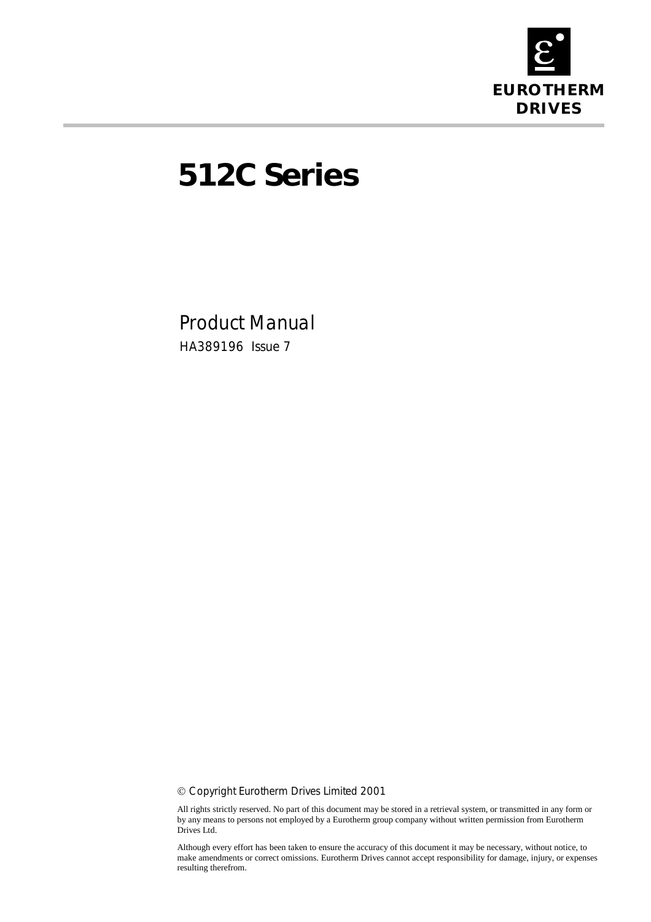EUROTHERM DRIVES

# 512C Series

## Product Manual

HA389196 Issue 7

© Copyright Eurotherm Drives Limited 2001

All rights strictly reserved. No part of this document may be stored in a retrieval system, or transmitted in any form or by any means to persons not employed by a Eurotherm group company without written permission from Eurotherm Drives Ltd.

Although every effort has been taken to ensure the accuracy of this document it may be necessary, without notice, to make amendments or correct omissions. Eurotherm Drives cannot accept responsibility for damage, injury, or expenses resulting therefrom.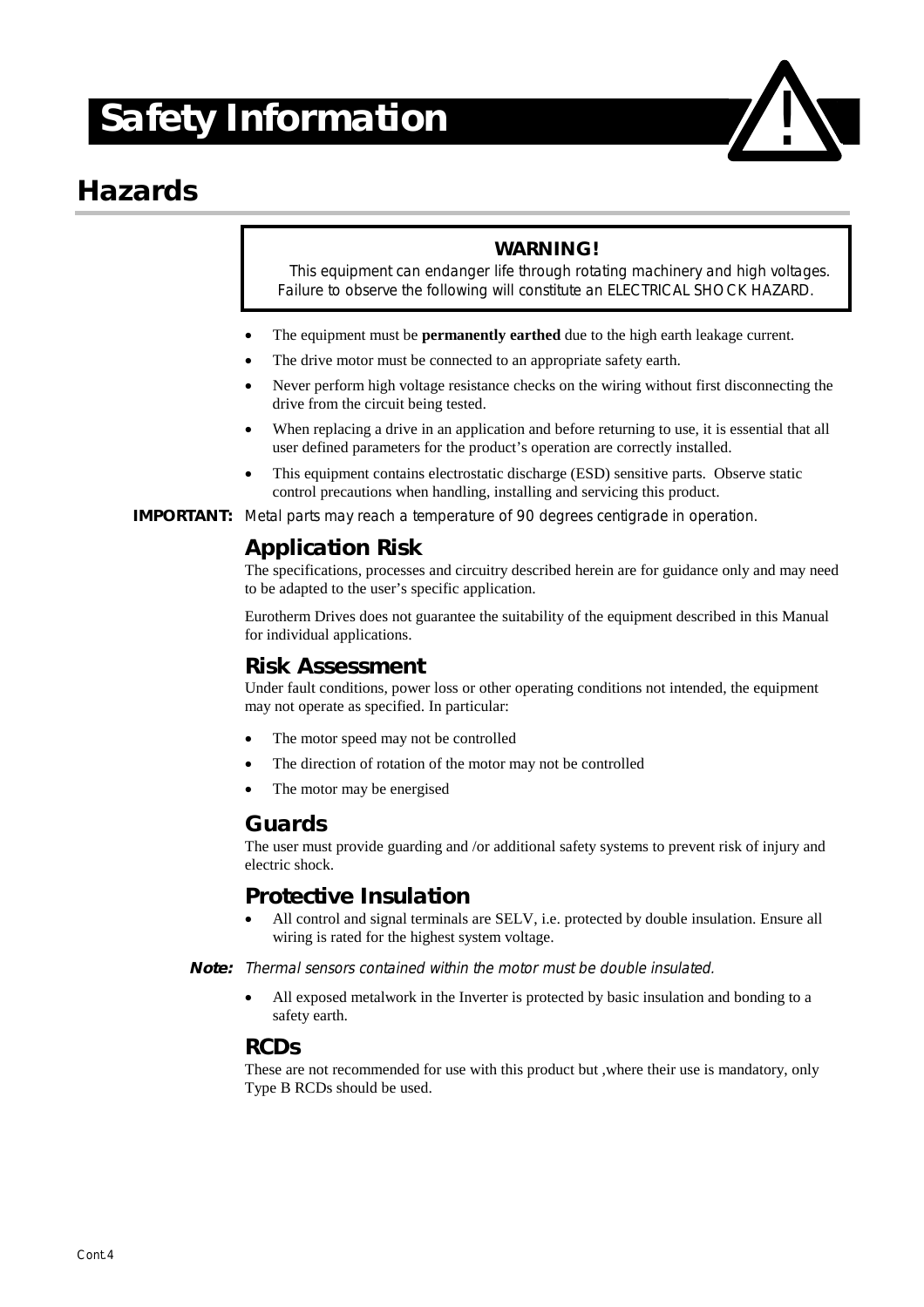# Safety Information

## Hazards

**WARNING!**
This equipment can endanger life through rotating machinery and high voltages.
Failure to observe the following will constitute an ELECTRICAL SHOCK HAZARD.

- The equipment must be **permanently earthed** due to the high earth leakage current.
- The drive motor must be connected to an appropriate safety earth.
- Never perform high voltage resistance checks on the wiring without first disconnecting the drive from the circuit being tested.
- When replacing a drive in an application and before returning to use, it is essential that all user defined parameters for the product's operation are correctly installed.
- This equipment contains electrostatic discharge (ESD) sensitive parts. Observe static control precautions when handling, installing and servicing this product.

**IMPORTANT:** *Metal parts may reach a temperature of 90 degrees centigrade in operation.*

### Application Risk

The specifications, processes and circuitry described herein are for guidance only and may need to be adapted to the user's specific application.

Eurotherm Drives does not guarantee the suitability of the equipment described in this Manual for individual applications.

### Risk Assessment

Under fault conditions, power loss or other operating conditions not intended, the equipment may not operate as specified. In particular:

- The motor speed may not be controlled
- The direction of rotation of the motor may not be controlled
- The motor may be energised

### Guards

The user must provide guarding and /or additional safety systems to prevent risk of injury and electric shock.

### Protective Insulation

- All control and signal terminals are SELV, i.e. protected by double insulation. Ensure all wiring is rated for the highest system voltage.

**Note:** *Thermal sensors contained within the motor must be double insulated.*

- All exposed metalwork in the Inverter is protected by basic insulation and bonding to a safety earth.

### RCDs

These are not recommended for use with this product but ,where their use is mandatory, only Type B RCDs should be used.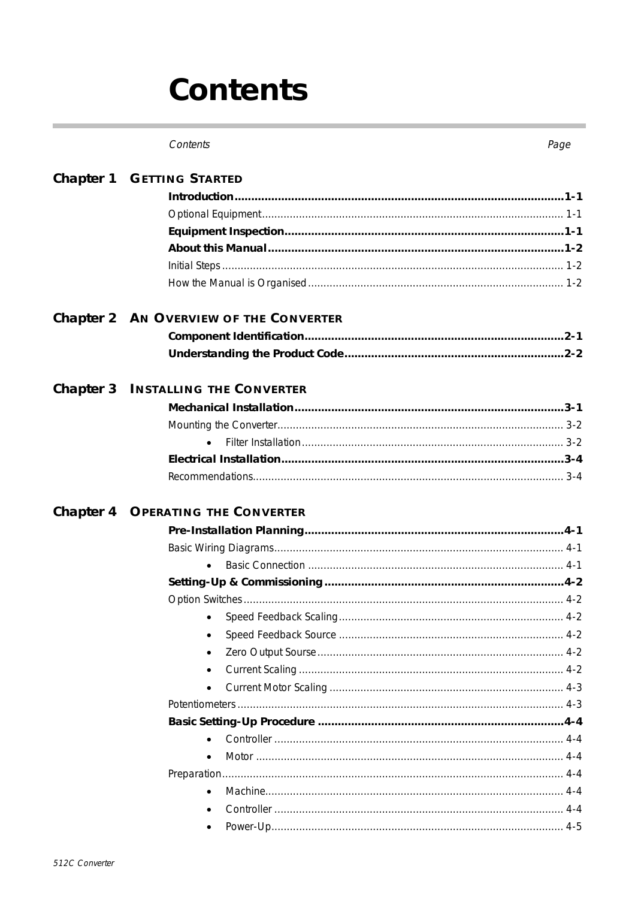# Contents

| *Contents* | *Page* |
|---|---|

**Chapter 1 GETTING STARTED**

| | |
|---|---|
| **Introduction** | **1-1** |
| Optional Equipment | 1-1 |
| **Equipment Inspection** | **1-1** |
| **About this Manual** | **1-2** |
| Initial Steps | 1-2 |
| How the Manual is Organised | 1-2 |

**Chapter 2 AN OVERVIEW OF THE CONVERTER**

| | |
|---|---|
| **Component Identification** | **2-1** |
| **Understanding the Product Code** | **2-2** |

**Chapter 3 INSTALLING THE CONVERTER**

| | |
|---|---|
| **Mechanical Installation** | **3-1** |
| Mounting the Converter | 3-2 |
| • Filter Installation | 3-2 |
| **Electrical Installation** | **3-4** |
| Recommendations | 3-4 |

**Chapter 4 OPERATING THE CONVERTER**

| | |
|---|---|
| **Pre-Installation Planning** | **4-1** |
| Basic Wiring Diagrams | 4-1 |
| • Basic Connection | 4-1 |
| **Setting-Up & Commissioning** | **4-2** |
| Option Switches | 4-2 |
| • Speed Feedback Scaling | 4-2 |
| • Speed Feedback Source | 4-2 |
| • Zero Output Sourse | 4-2 |
| • Current Scaling | 4-2 |
| • Current Motor Scaling | 4-3 |
| Potentiometers | 4-3 |
| **Basic Setting-Up Procedure** | **4-4** |
| • Controller | 4-4 |
| • Motor | 4-4 |
| Preparation | 4-4 |
| • Machine | 4-4 |
| • Controller | 4-4 |
| • Power-Up | 4-5 |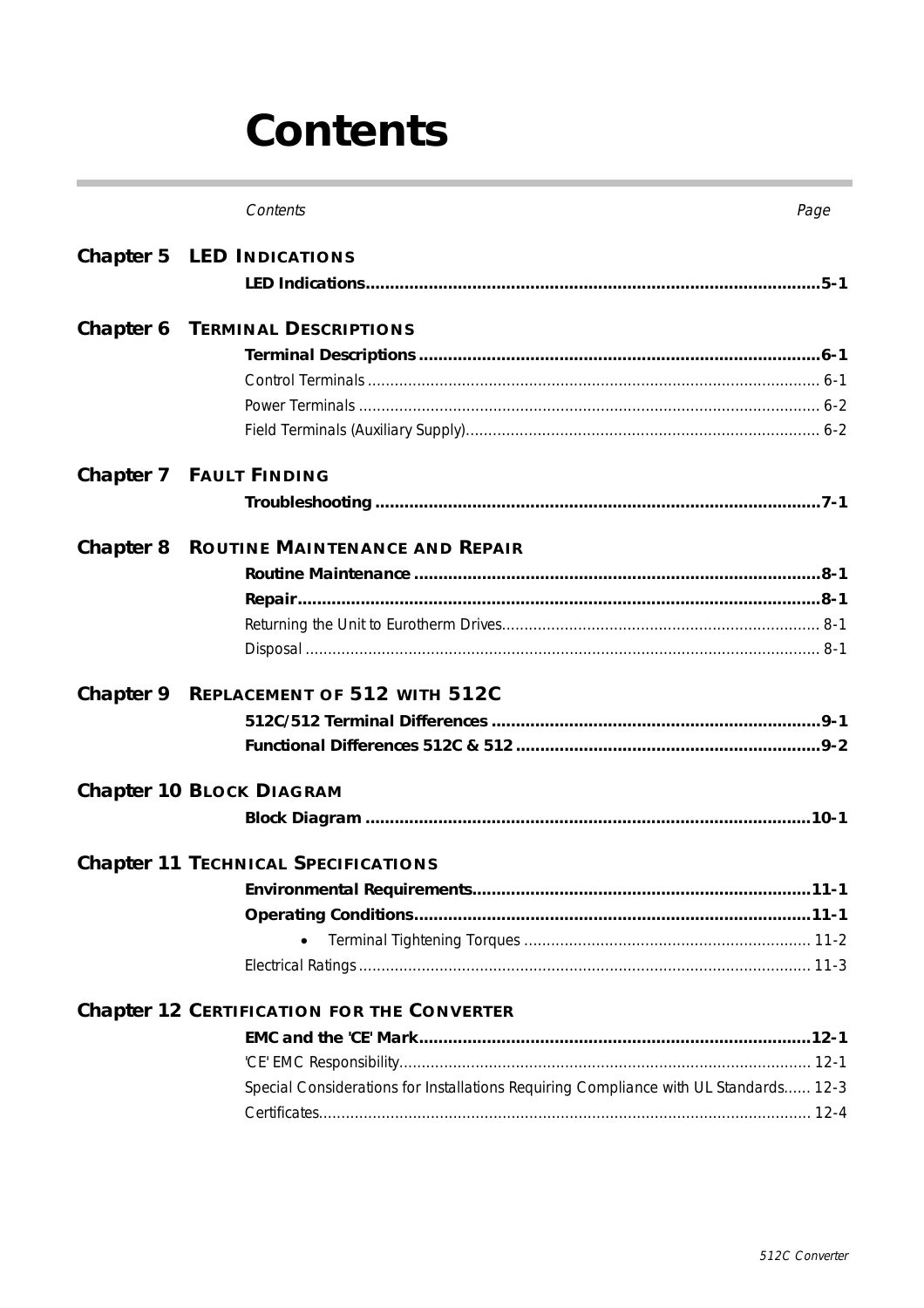# Contents

*Contents* *Page*

**Chapter 5 LED INDICATIONS**

**LED Indications....................................................................................5-1**

**Chapter 6 TERMINAL DESCRIPTIONS**

**Terminal Descriptions.........................................................................6-1**

Control Terminals ....................................................................................... 6-1

Power Terminals ........................................................................................ 6-2

Field Terminals (Auxiliary Supply)................................................................ 6-2

**Chapter 7 FAULT FINDING**

**Troubleshooting ..................................................................................7-1**

**Chapter 8 ROUTINE MAINTENANCE AND REPAIR**

**Routine Maintenance ..........................................................................8-1**

**Repair...................................................................................................8-1**

Returning the Unit to Eurotherm Drives........................................................ 8-1

Disposal ..................................................................................................... 8-1

**Chapter 9 REPLACEMENT OF 512 WITH 512C**

**512C/512 Terminal Differences ..........................................................9-1**

**Functional Differences 512C & 512 .....................................................9-2**

**Chapter 10 BLOCK DIAGRAM**

**Block Diagram ..................................................................................10-1**

**Chapter 11 TECHNICAL SPECIFICATIONS**

**Environmental Requirements............................................................11-1**

**Operating Conditions........................................................................11-1**

- Terminal Tightening Torques ................................................................ 11-2

Electrical Ratings ...................................................................................... 11-3

**Chapter 12 CERTIFICATION FOR THE CONVERTER**

**EMC and the 'CE' Mark.......................................................................12-1**

'CE' EMC Responsibility............................................................................. 12-1

Special Considerations for Installations Requiring Compliance with UL Standards...... 12-3

Certificates............................................................................................... 12-4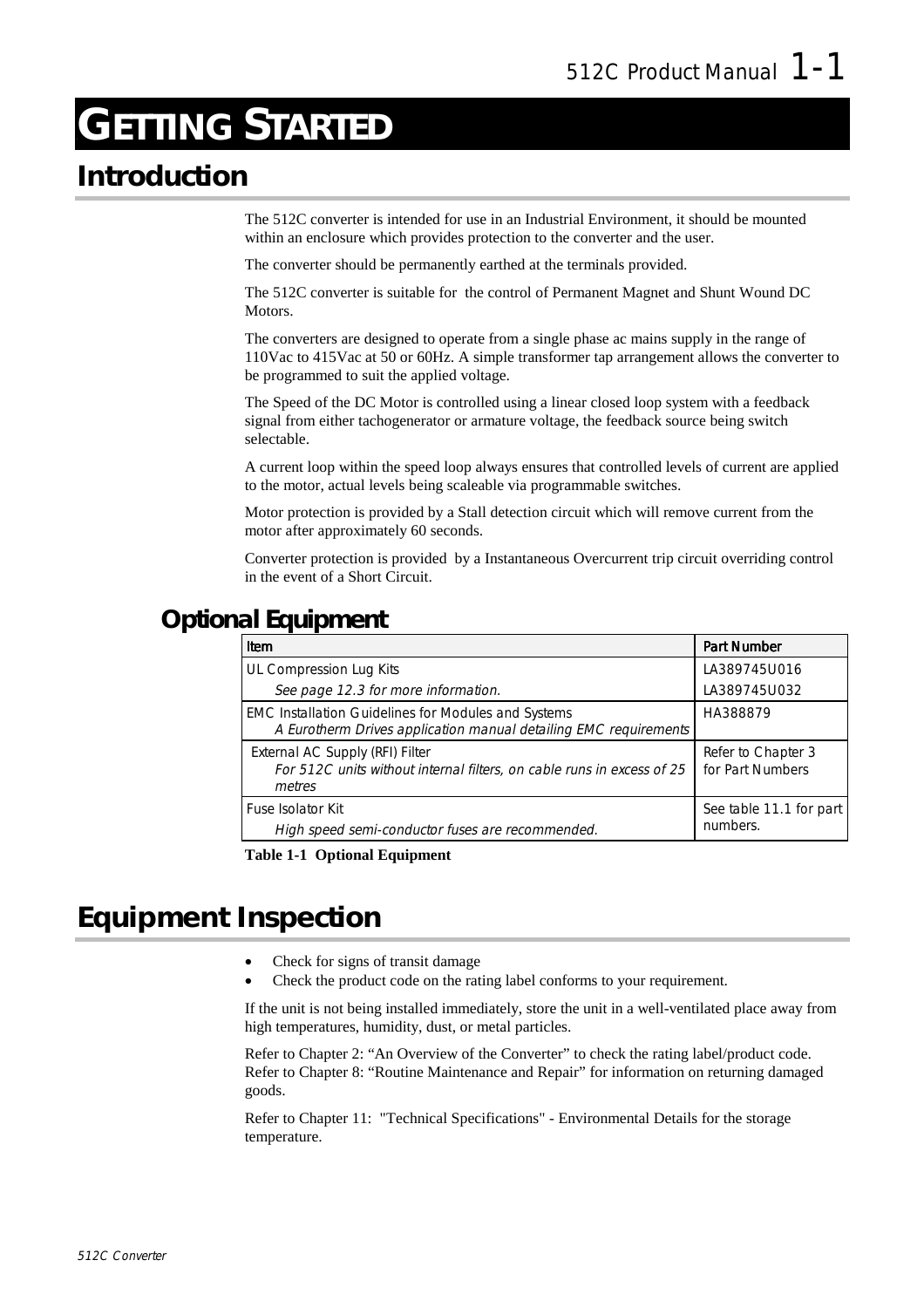# GETTING STARTED

## Introduction

The 512C converter is intended for use in an Industrial Environment, it should be mounted within an enclosure which provides protection to the converter and the user.

The converter should be permanently earthed at the terminals provided.

The 512C converter is suitable for the control of Permanent Magnet and Shunt Wound DC Motors.

The converters are designed to operate from a single phase ac mains supply in the range of 110Vac to 415Vac at 50 or 60Hz. A simple transformer tap arrangement allows the converter to be programmed to suit the applied voltage.

The Speed of the DC Motor is controlled using a linear closed loop system with a feedback signal from either tachogenerator or armature voltage, the feedback source being switch selectable.

A current loop within the speed loop always ensures that controlled levels of current are applied to the motor, actual levels being scaleable via programmable switches.

Motor protection is provided by a Stall detection circuit which will remove current from the motor after approximately 60 seconds.

Converter protection is provided by a Instantaneous Overcurrent trip circuit overriding control in the event of a Short Circuit.

### Optional Equipment

| Item | Part Number |
|---|---|
| UL Compression Lug Kits<br>*See page 12.3 for more information.* | LA389745U016<br>LA389745U032 |
| EMC Installation Guidelines for Modules and Systems<br>*A Eurotherm Drives application manual detailing EMC requirements* | HA388879 |
| External AC Supply (RFI) Filter<br>*For 512C units without internal filters, on cable runs in excess of 25 metres* | Refer to Chapter 3 for Part Numbers |
| Fuse Isolator Kit<br>*High speed semi-conductor fuses are recommended.* | See table 11.1 for part numbers. |

**Table 1-1 Optional Equipment**

## Equipment Inspection

- Check for signs of transit damage
- Check the product code on the rating label conforms to your requirement.

If the unit is not being installed immediately, store the unit in a well-ventilated place away from high temperatures, humidity, dust, or metal particles.

Refer to Chapter 2: "An Overview of the Converter" to check the rating label/product code. Refer to Chapter 8: "Routine Maintenance and Repair" for information on returning damaged goods.

Refer to Chapter 11: "Technical Specifications" - Environmental Details for the storage temperature.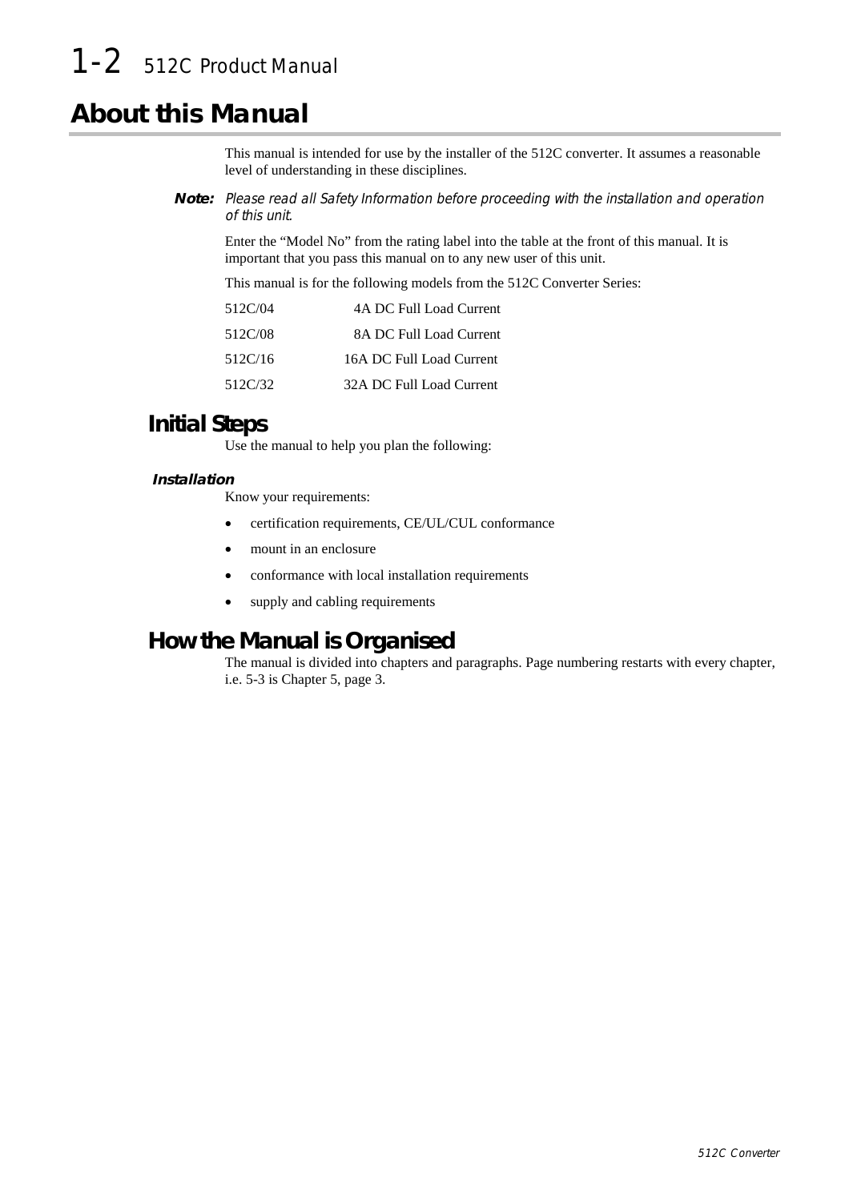# About this Manual

This manual is intended for use by the installer of the 512C converter. It assumes a reasonable level of understanding in these disciplines.

**Note:** *Please read all Safety Information before proceeding with the installation and operation of this unit.*

Enter the "Model No" from the rating label into the table at the front of this manual. It is important that you pass this manual on to any new user of this unit.

This manual is for the following models from the 512C Converter Series:

| | |
|---|---|
| 512C/04 | 4A DC Full Load Current |
| 512C/08 | 8A DC Full Load Current |
| 512C/16 | 16A DC Full Load Current |
| 512C/32 | 32A DC Full Load Current |

## Initial Steps

Use the manual to help you plan the following:

### Installation

Know your requirements:

- certification requirements, CE/UL/CUL conformance
- mount in an enclosure
- conformance with local installation requirements
- supply and cabling requirements

## How the Manual is Organised

The manual is divided into chapters and paragraphs. Page numbering restarts with every chapter, i.e. 5-3 is Chapter 5, page 3.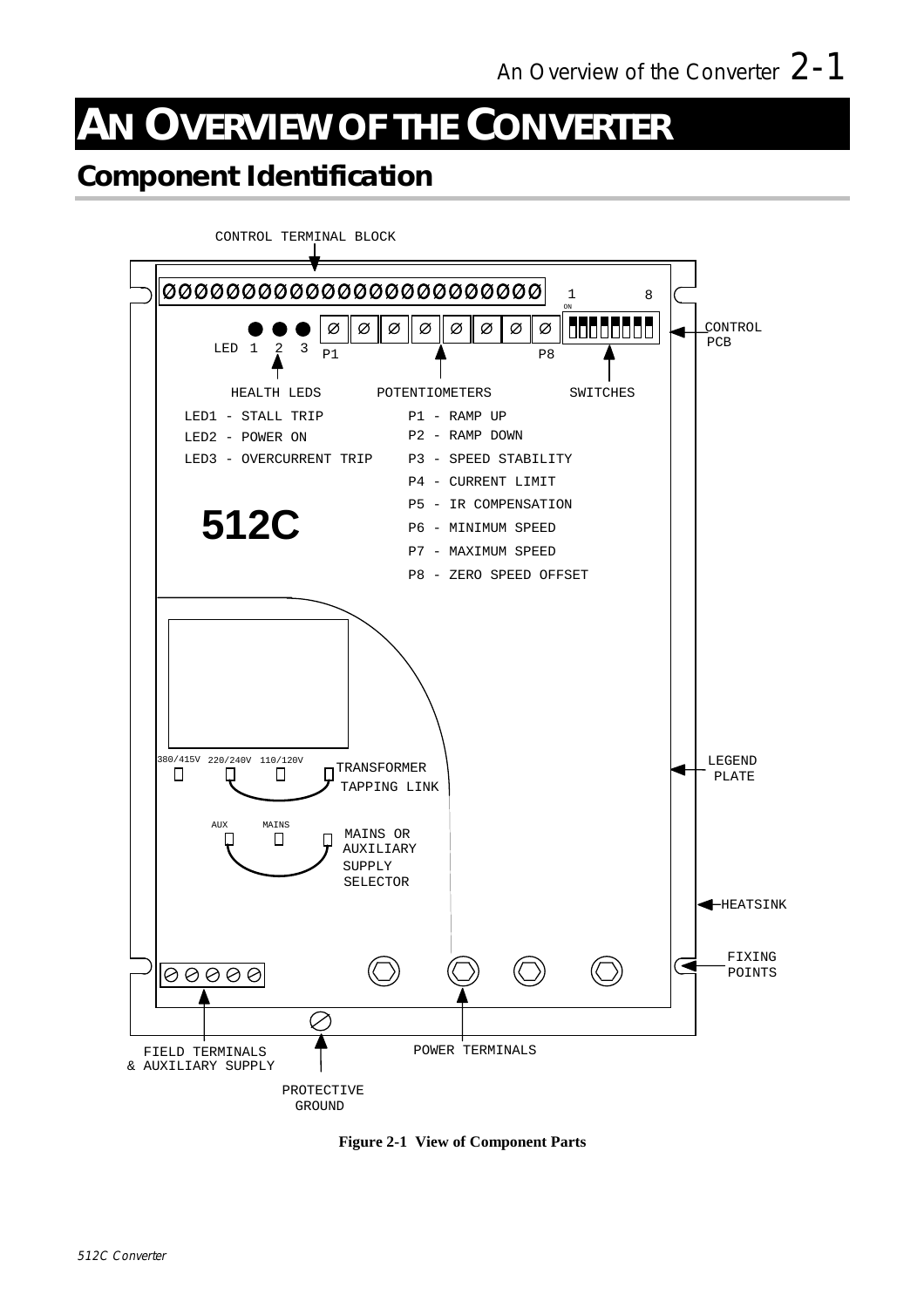# AN OVERVIEW OF THE CONVERTER

## Component Identification

CONTROL TERMINAL BLOCK

LED 1 2 3

P1 P8

1 8

ON

CONTROL PCB

HEALTH LEDS

POTENTIOMETERS

SWITCHES

LED1 - STALL TRIP
LED2 - POWER ON
LED3 - OVERCURRENT TRIP

P1 - RAMP UP
P2 - RAMP DOWN
P3 - SPEED STABILITY
P4 - CURRENT LIMIT
P5 - IR COMPENSATION
P6 - MINIMUM SPEED
P7 - MAXIMUM SPEED
P8 - ZERO SPEED OFFSET

**512C**

380/415V 220/240V 110/120V

TRANSFORMER TAPPING LINK

AUX MAINS

MAINS OR AUXILIARY SUPPLY SELECTOR

LEGEND PLATE

HEATSINK

FIXING POINTS

FIELD TERMINALS & AUXILIARY SUPPLY

POWER TERMINALS

PROTECTIVE GROUND

**Figure 2-1 View of Component Parts**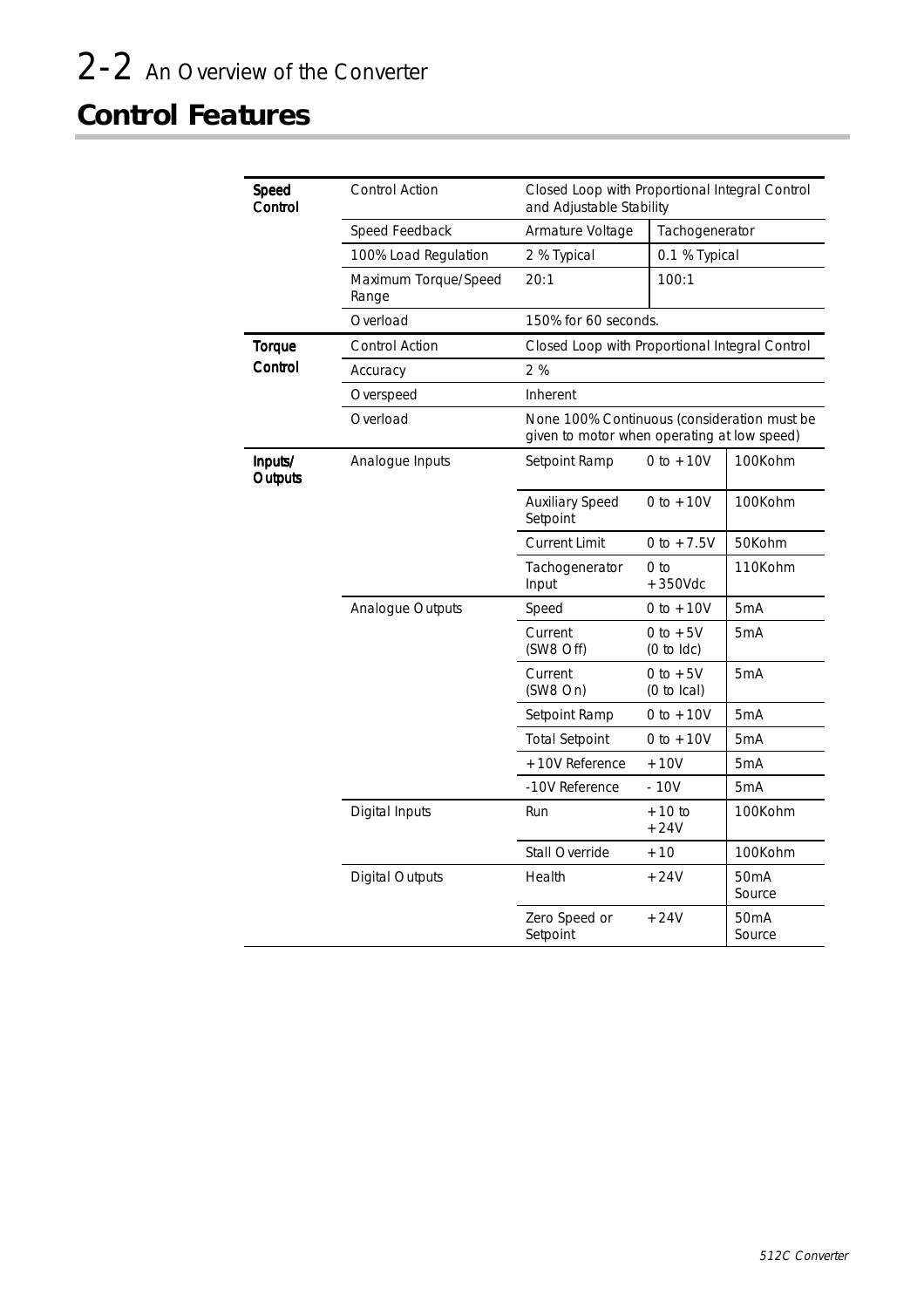# 2-2 An Overview of the Converter

## Control Features

| | | | | |
|---|---|---|---|---|
| **Speed Control** | Control Action | Closed Loop with Proportional Integral Control and Adjustable Stability | | |
| | Speed Feedback | Armature Voltage | Tachogenerator | |
| | 100% Load Regulation | 2 % Typical | 0.1 % Typical | |
| | Maximum Torque/Speed Range | 20:1 | 100:1 | |
| | Overload | 150% for 60 seconds. | | |
| **Torque Control** | Control Action | Closed Loop with Proportional Integral Control | | |
| | Accuracy | 2 % | | |
| | Overspeed | Inherent | | |
| | Overload | None 100% Continuous (consideration must be given to motor when operating at low speed) | | |
| **Inputs/ Outputs** | Analogue Inputs | Setpoint Ramp | 0 to +10V | 100Kohm |
| | | Auxiliary Speed Setpoint | 0 to +10V | 100Kohm |
| | | Current Limit | 0 to +7.5V | 50Kohm |
| | | Tachogenerator Input | 0 to +350Vdc | 110Kohm |
| | Analogue Outputs | Speed | 0 to +10V | 5mA |
| | | Current (SW8 Off) | 0 to +5V (0 to Idc) | 5mA |
| | | Current (SW8 On) | 0 to +5V (0 to Ical) | 5mA |
| | | Setpoint Ramp | 0 to +10V | 5mA |
| | | Total Setpoint | 0 to +10V | 5mA |
| | | +10V Reference | +10V | 5mA |
| | | -10V Reference | - 10V | 5mA |
| | Digital Inputs | Run | +10 to +24V | 100Kohm |
| | | Stall Override | +10 | 100Kohm |
| | Digital Outputs | Health | +24V | 50mA Source |
| | | Zero Speed or Setpoint | +24V | 50mA Source |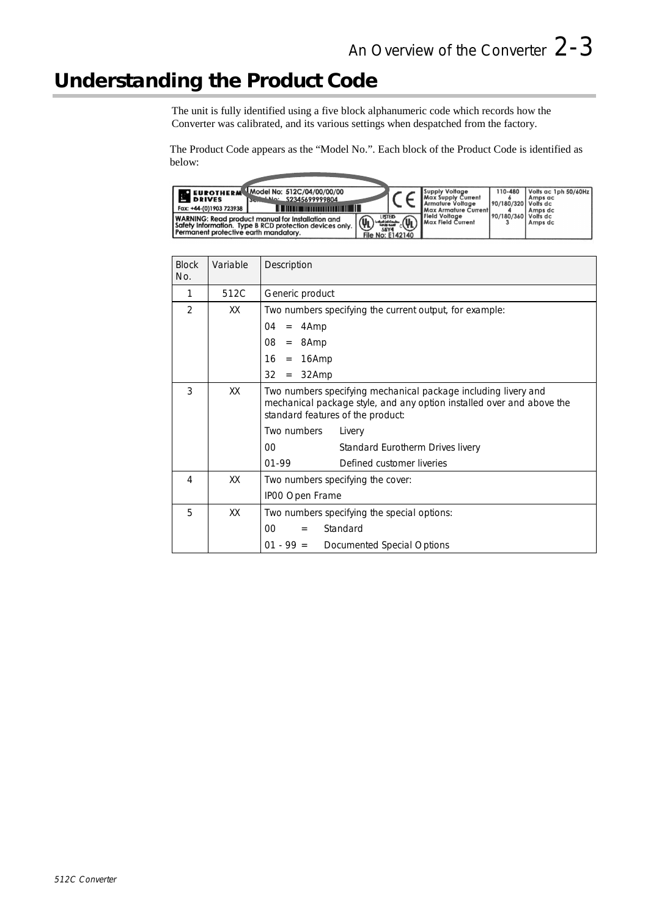# Understanding the Product Code

The unit is fully identified using a five block alphanumeric code which records how the Converter was calibrated, and its various settings when despatched from the factory.

The Product Code appears as the "Model No.". Each block of the Product Code is identified as below:

| Block No. | Variable | Description |
|---|---|---|
| 1 | 512C | Generic product |
| 2 | XX | Two numbers specifying the current output, for example:<br>04 = 4Amp<br>08 = 8Amp<br>16 = 16Amp<br>32 = 32Amp |
| 3 | XX | Two numbers specifying mechanical package including livery and mechanical package style, and any option installed over and above the standard features of the product:<br>Two numbers  Livery<br>00  Standard Eurotherm Drives livery<br>01-99  Defined customer liveries |
| 4 | XX | Two numbers specifying the cover:<br>IP00 Open Frame |
| 5 | XX | Two numbers specifying the special options:<br>00 = Standard<br>01 - 99 = Documented Special Options |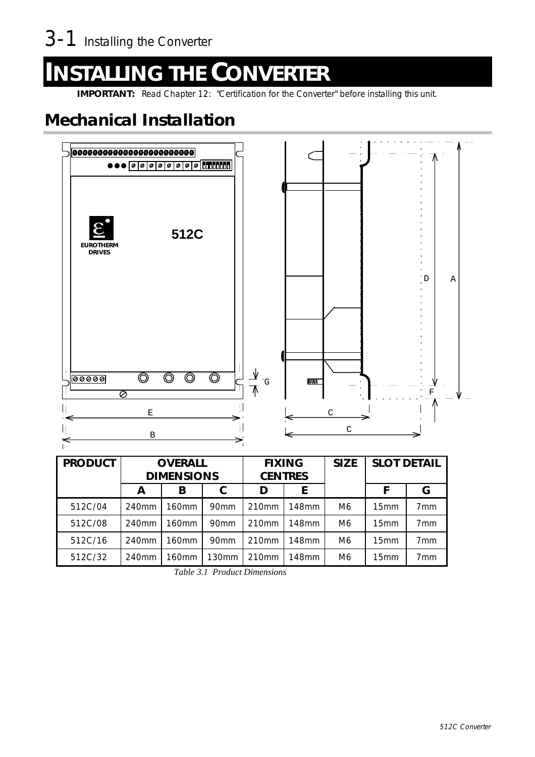# INSTALLING THE CONVERTER

**IMPORTANT:** Read Chapter 12: "Certification for the Converter" before installing this unit.

## Mechanical Installation

| PRODUCT | OVERALL DIMENSIONS | | | FIXING CENTRES | | SIZE | SLOT DETAIL | |
|---|---|---|---|---|---|---|---|---|
| | A | B | C | D | E | | F | G |
| 512C/04 | 240mm | 160mm | 90mm | 210mm | 148mm | M6 | 15mm | 7mm |
| 512C/08 | 240mm | 160mm | 90mm | 210mm | 148mm | M6 | 15mm | 7mm |
| 512C/16 | 240mm | 160mm | 90mm | 210mm | 148mm | M6 | 15mm | 7mm |
| 512C/32 | 240mm | 160mm | 130mm | 210mm | 148mm | M6 | 15mm | 7mm |

*Table 3.1 Product Dimensions*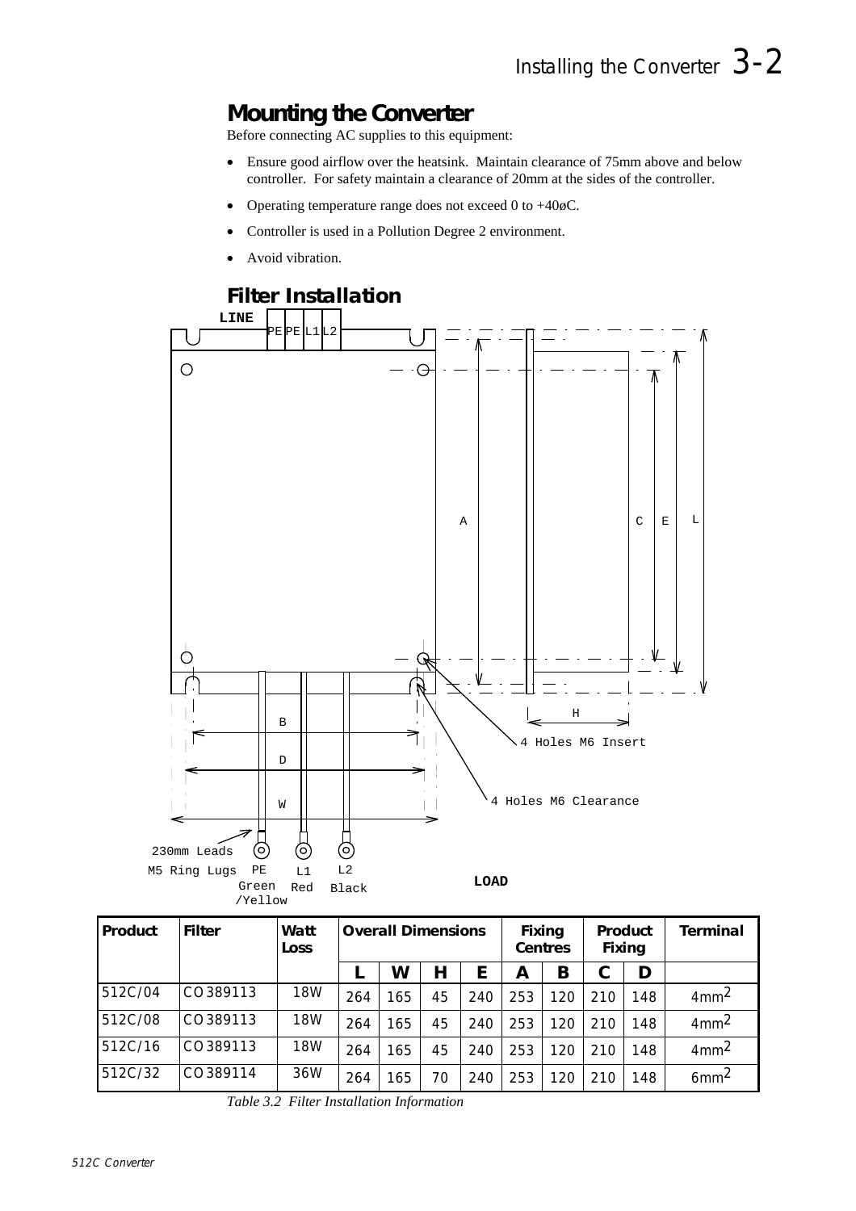## Mounting the Converter

Before connecting AC supplies to this equipment:

- Ensure good airflow over the heatsink. Maintain clearance of 75mm above and below controller. For safety maintain a clearance of 20mm at the sides of the controller.
- Operating temperature range does not exceed 0 to +40øC.
- Controller is used in a Pollution Degree 2 environment.
- Avoid vibration.

## Filter Installation

LINE

PE PE L1 L2

A C E L

H

B

D

W

4 Holes M6 Insert

4 Holes M6 Clearance

230mm Leads

M5 Ring Lugs PE Green /Yellow L1 Red L2 Black

LOAD

| Product | Filter | Watt Loss | Overall Dimensions | | | | Fixing Centres | | Product Fixing | | Terminal |
|---|---|---|---|---|---|---|---|---|---|---|---|
| | | | L | W | H | E | A | B | C | D | |
| 512C/04 | CO389113 | 18W | 264 | 165 | 45 | 240 | 253 | 120 | 210 | 148 | $4mm^2$ |
| 512C/08 | CO389113 | 18W | 264 | 165 | 45 | 240 | 253 | 120 | 210 | 148 | $4mm^2$ |
| 512C/16 | CO389113 | 18W | 264 | 165 | 45 | 240 | 253 | 120 | 210 | 148 | $4mm^2$ |
| 512C/32 | CO389114 | 36W | 264 | 165 | 70 | 240 | 253 | 120 | 210 | 148 | $6mm^2$ |

*Table 3.2 Filter Installation Information*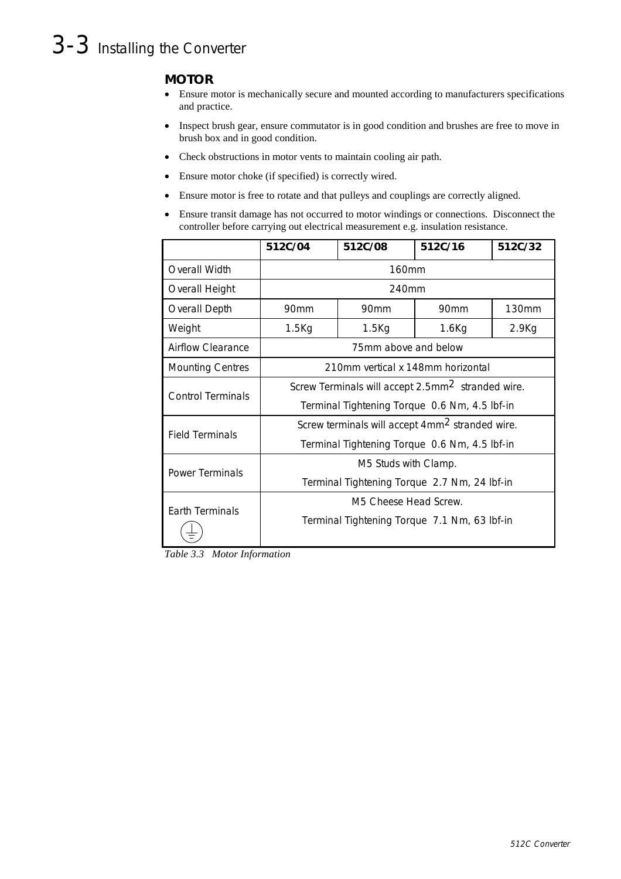## MOTOR

- Ensure motor is mechanically secure and mounted according to manufacturers specifications and practice.
- Inspect brush gear, ensure commutator is in good condition and brushes are free to move in brush box and in good condition.
- Check obstructions in motor vents to maintain cooling air path.
- Ensure motor choke (if specified) is correctly wired.
- Ensure motor is free to rotate and that pulleys and couplings are correctly aligned.
- Ensure transit damage has not occurred to motor windings or connections. Disconnect the controller before carrying out electrical measurement e.g. insulation resistance.

| | 512C/04 | 512C/08 | 512C/16 | 512C/32 |
|---|---|---|---|---|
| Overall Width | 160mm | | | |
| Overall Height | 240mm | | | |
| Overall Depth | 90mm | 90mm | 90mm | 130mm |
| Weight | 1.5Kg | 1.5Kg | 1.6Kg | 2.9Kg |
| Airflow Clearance | 75mm above and below | | | |
| Mounting Centres | 210mm vertical x 148mm horizontal | | | |
| Control Terminals | Screw Terminals will accept 2.5mm$^2$ stranded wire. Terminal Tightening Torque 0.6 Nm, 4.5 lbf-in | | | |
| Field Terminals | Screw terminals will accept 4mm$^2$ stranded wire. Terminal Tightening Torque 0.6 Nm, 4.5 lbf-in | | | |
| Power Terminals | M5 Studs with Clamp. Terminal Tightening Torque 2.7 Nm, 24 lbf-in | | | |
| Earth Terminals ⏚ | M5 Cheese Head Screw. Terminal Tightening Torque 7.1 Nm, 63 lbf-in | | | |

*Table 3.3 Motor Information*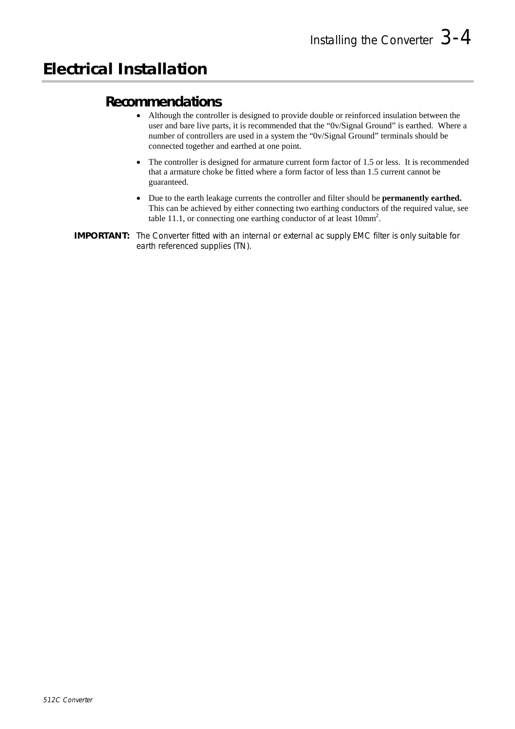# Electrical Installation

## Recommendations

- Although the controller is designed to provide double or reinforced insulation between the user and bare live parts, it is recommended that the “0v/Signal Ground” is earthed. Where a number of controllers are used in a system the “0v/Signal Ground” terminals should be connected together and earthed at one point.
- The controller is designed for armature current form factor of 1.5 or less. It is recommended that a armature choke be fitted where a form factor of less than 1.5 current cannot be guaranteed.
- Due to the earth leakage currents the controller and filter should be **permanently earthed.** This can be achieved by either connecting two earthing conductors of the required value, see table 11.1, or connecting one earthing conductor of at least $10mm^2$.

**IMPORTANT:** The Converter fitted with an internal or external ac supply EMC filter is only suitable for earth referenced supplies (TN).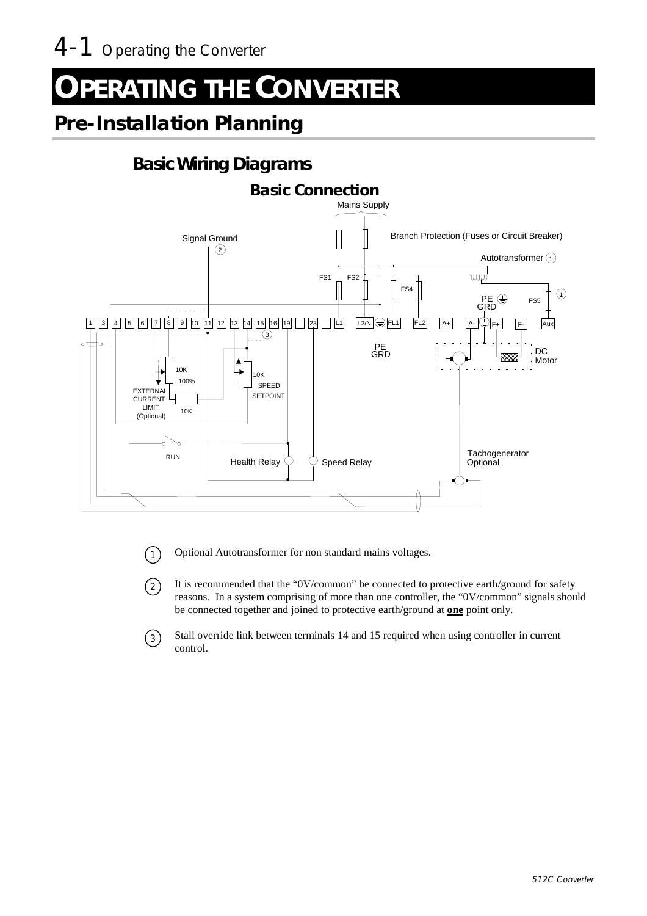# OPERATING THE CONVERTER

## Pre-Installation Planning

### Basic Wiring Diagrams

#### Basic Connection

(1) Optional Autotransformer for non standard mains voltages.

(2) It is recommended that the "0V/common" be connected to protective earth/ground for safety reasons. In a system comprising of more than one controller, the "0V/common" signals should be connected together and joined to protective earth/ground at **one** point only.

(3) Stall override link between terminals 14 and 15 required when using controller in current control.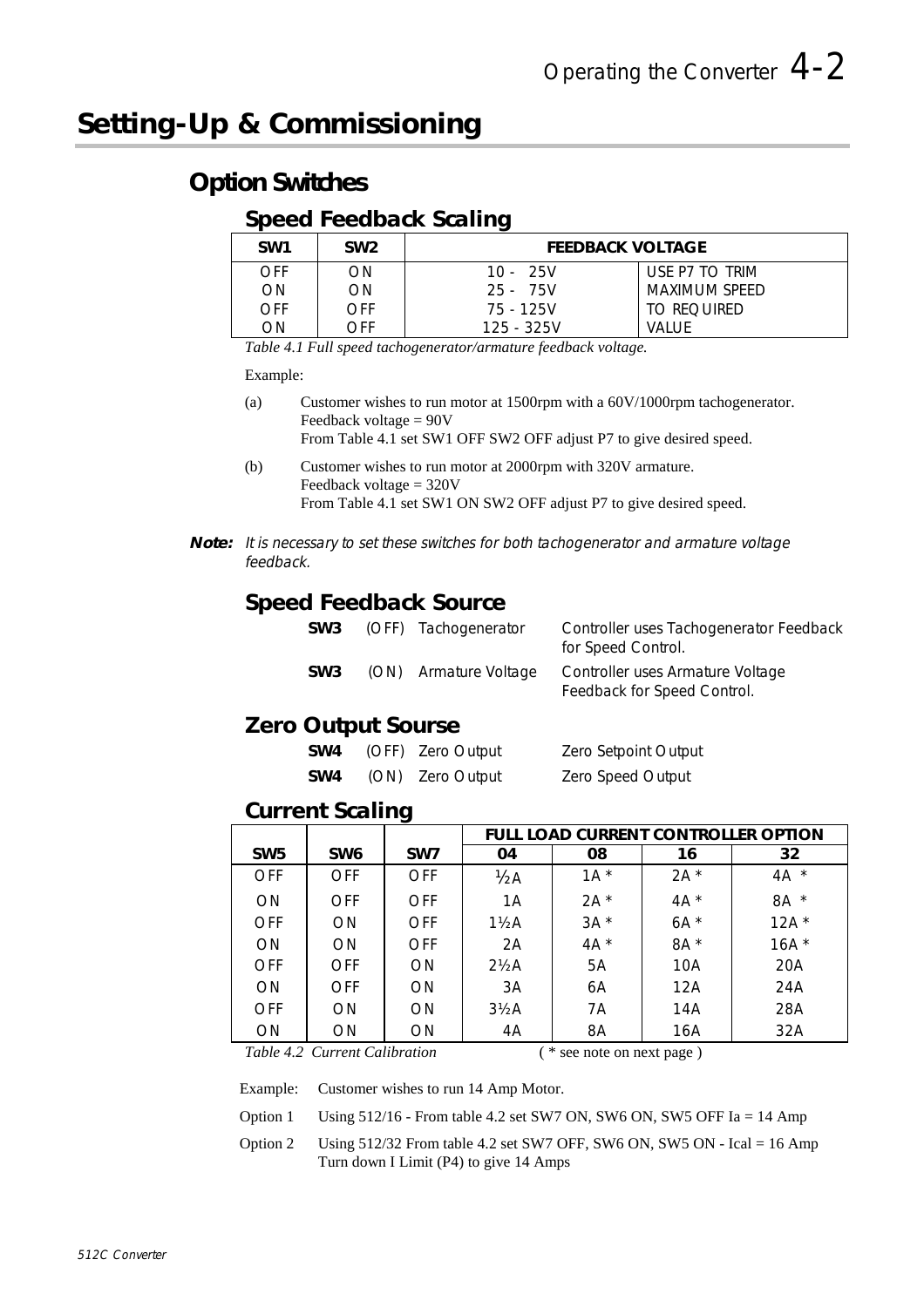# Setting-Up & Commissioning

## Option Switches

### Speed Feedback Scaling

| SW1 | SW2 | FEEDBACK VOLTAGE | |
|---|---|---|---|
| OFF | ON | 10 - 25V | USE P7 TO TRIM |
| ON | ON | 25 - 75V | MAXIMUM SPEED |
| OFF | OFF | 75 - 125V | TO REQUIRED |
| ON | OFF | 125 - 325V | VALUE |

*Table 4.1 Full speed tachogenerator/armature feedback voltage.*

Example:

(a) Customer wishes to run motor at 1500rpm with a 60V/1000rpm tachogenerator.
Feedback voltage = 90V
From Table 4.1 set SW1 OFF SW2 OFF adjust P7 to give desired speed.

(b) Customer wishes to run motor at 2000rpm with 320V armature.
Feedback voltage = 320V
From Table 4.1 set SW1 ON SW2 OFF adjust P7 to give desired speed.

**Note:** *It is necessary to set these switches for both tachogenerator and armature voltage feedback.*

### Speed Feedback Source

| | | | |
|---|---|---|---|
| **SW3** | (OFF) | Tachogenerator | Controller uses Tachogenerator Feedback for Speed Control. |
| **SW3** | (ON) | Armature Voltage | Controller uses Armature Voltage Feedback for Speed Control. |

### Zero Output Sourse

| | | | |
|---|---|---|---|
| **SW4** | (OFF) | Zero Output | Zero Setpoint Output |
| **SW4** | (ON) | Zero Output | Zero Speed Output |

### Current Scaling

| | | | FULL LOAD CURRENT CONTROLLER OPTION | | | |
|---|---|---|---|---|---|---|
| **SW5** | **SW6** | **SW7** | **04** | **08** | **16** | **32** |
| OFF | OFF | OFF | ½A | 1A * | 2A * | 4A * |
| ON | OFF | OFF | 1A | 2A * | 4A * | 8A * |
| OFF | ON | OFF | 1½A | 3A * | 6A * | 12A * |
| ON | ON | OFF | 2A | 4A * | 8A * | 16A * |
| OFF | OFF | ON | 2½A | 5A | 10A | 20A |
| ON | OFF | ON | 3A | 6A | 12A | 24A |
| OFF | ON | ON | 3½A | 7A | 14A | 28A |
| ON | ON | ON | 4A | 8A | 16A | 32A |

*Table 4.2 Current Calibration* ( * see note on next page )

Example: Customer wishes to run 14 Amp Motor.

Option 1 Using 512/16 - From table 4.2 set SW7 ON, SW6 ON, SW5 OFF Ia = 14 Amp

Option 2 Using 512/32 From table 4.2 set SW7 OFF, SW6 ON, SW5 ON - Ical = 16 Amp
Turn down I Limit (P4) to give 14 Amps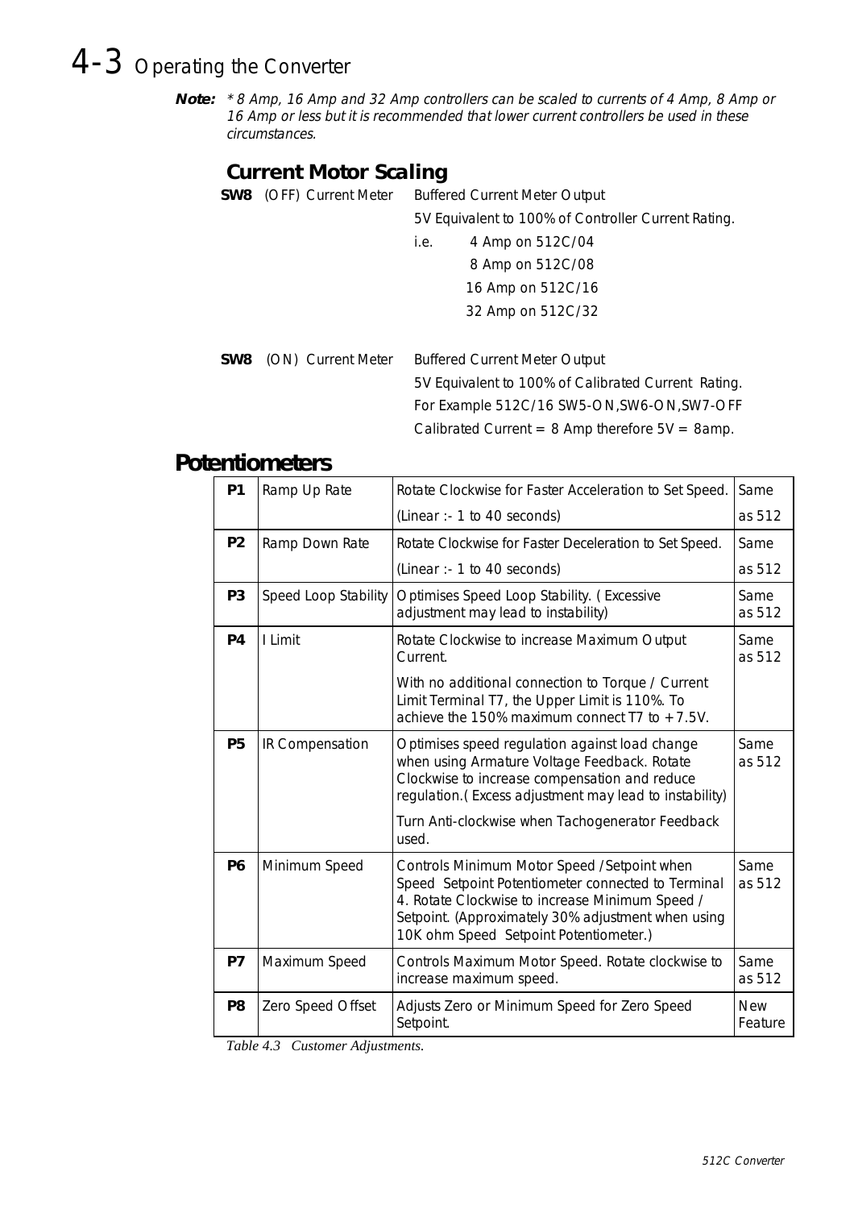# 4-3 Operating the Converter

***Note:*** *\* 8 Amp, 16 Amp and 32 Amp controllers can be scaled to currents of 4 Amp, 8 Amp or 16 Amp or less but it is recommended that lower current controllers be used in these circumstances.*

### Current Motor Scaling

**SW8** (OFF) Current Meter — Buffered Current Meter Output

5V Equivalent to 100% of Controller Current Rating.

i.e.
- 4 Amp on 512C/04
- 8 Amp on 512C/08
- 16 Amp on 512C/16
- 32 Amp on 512C/32

**SW8** (ON) Current Meter — Buffered Current Meter Output

5V Equivalent to 100% of Calibrated Current Rating.

For Example 512C/16 SW5-ON,SW6-ON,SW7-OFF

Calibrated Current = 8 Amp therefore 5V = 8amp.

## Potentiometers

| | | | |
|---|---|---|---|
| **P1** | Ramp Up Rate | Rotate Clockwise for Faster Acceleration to Set Speed. (Linear :- 1 to 40 seconds) | Same as 512 |
| **P2** | Ramp Down Rate | Rotate Clockwise for Faster Deceleration to Set Speed. (Linear :- 1 to 40 seconds) | Same as 512 |
| **P3** | Speed Loop Stability | Optimises Speed Loop Stability. ( Excessive adjustment may lead to instability) | Same as 512 |
| **P4** | I Limit | Rotate Clockwise to increase Maximum Output Current. With no additional connection to Torque / Current Limit Terminal T7, the Upper Limit is 110%. To achieve the 150% maximum connect T7 to +7.5V. | Same as 512 |
| **P5** | IR Compensation | Optimises speed regulation against load change when using Armature Voltage Feedback. Rotate Clockwise to increase compensation and reduce regulation.( Excess adjustment may lead to instability) Turn Anti-clockwise when Tachogenerator Feedback used. | Same as 512 |
| **P6** | Minimum Speed | Controls Minimum Motor Speed /Setpoint when Speed Setpoint Potentiometer connected to Terminal 4. Rotate Clockwise to increase Minimum Speed / Setpoint. (Approximately 30% adjustment when using 10K ohm Speed Setpoint Potentiometer.) | Same as 512 |
| **P7** | Maximum Speed | Controls Maximum Motor Speed. Rotate clockwise to increase maximum speed. | Same as 512 |
| **P8** | Zero Speed Offset | Adjusts Zero or Minimum Speed for Zero Speed Setpoint. | New Feature |

*Table 4.3 Customer Adjustments.*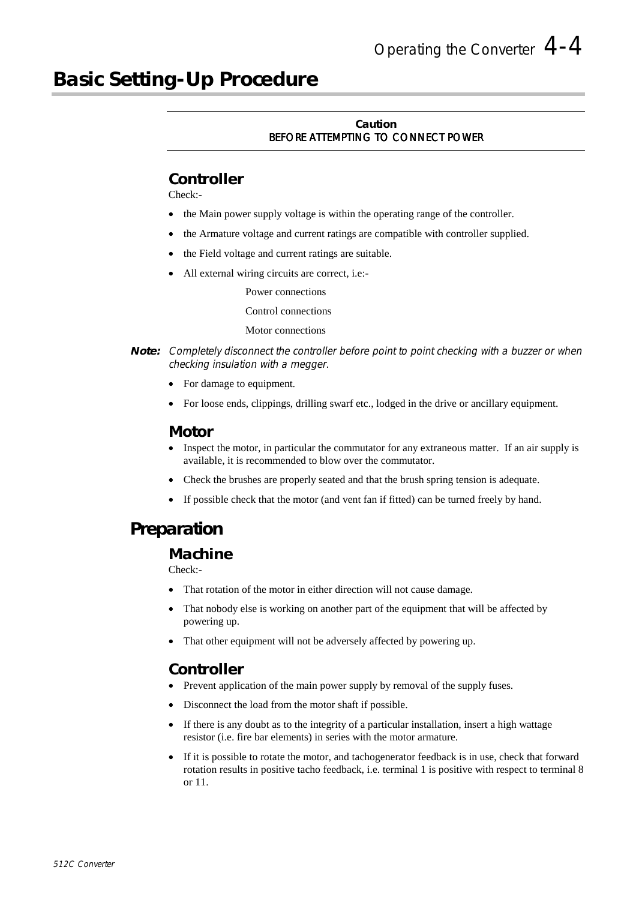# Basic Setting-Up Procedure

**Caution**
BEFORE ATTEMPTING TO CONNECT POWER

### Controller

Check:-

- the Main power supply voltage is within the operating range of the controller.
- the Armature voltage and current ratings are compatible with controller supplied.
- the Field voltage and current ratings are suitable.
- All external wiring circuits are correct, i.e:-

  Power connections

  Control connections

  Motor connections

**Note:** *Completely disconnect the controller before point to point checking with a buzzer or when checking insulation with a megger.*

- For damage to equipment.
- For loose ends, clippings, drilling swarf etc., lodged in the drive or ancillary equipment.

### Motor

- Inspect the motor, in particular the commutator for any extraneous matter. If an air supply is available, it is recommended to blow over the commutator.
- Check the brushes are properly seated and that the brush spring tension is adequate.
- If possible check that the motor (and vent fan if fitted) can be turned freely by hand.

## Preparation

### Machine

Check:-

- That rotation of the motor in either direction will not cause damage.
- That nobody else is working on another part of the equipment that will be affected by powering up.
- That other equipment will not be adversely affected by powering up.

### Controller

- Prevent application of the main power supply by removal of the supply fuses.
- Disconnect the load from the motor shaft if possible.
- If there is any doubt as to the integrity of a particular installation, insert a high wattage resistor (i.e. fire bar elements) in series with the motor armature.
- If it is possible to rotate the motor, and tachogenerator feedback is in use, check that forward rotation results in positive tacho feedback, i.e. terminal 1 is positive with respect to terminal 8 or 11.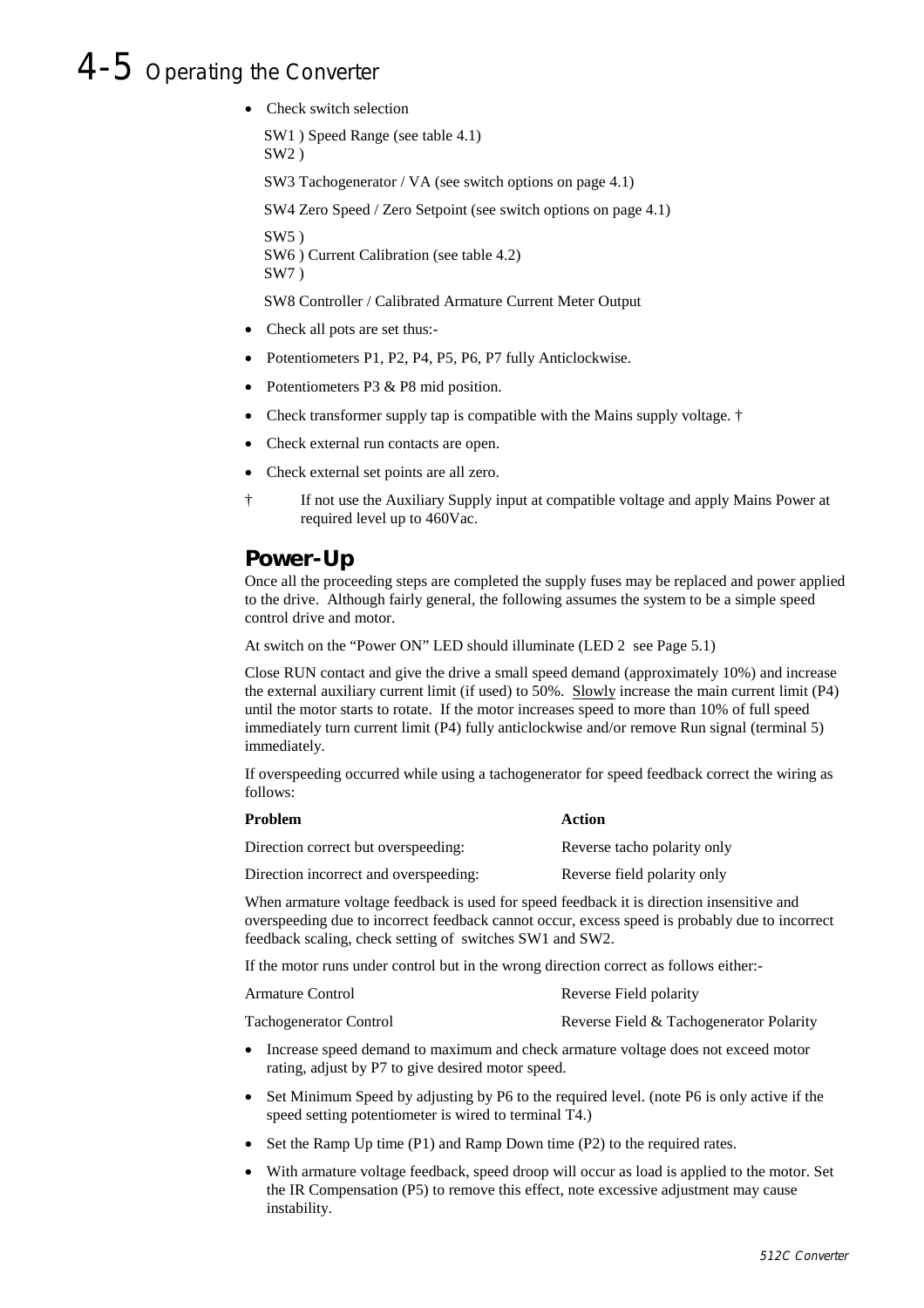- Check switch selection

  SW1 ) Speed Range (see table 4.1)
  SW2 )

  SW3 Tachogenerator / VA (see switch options on page 4.1)

  SW4 Zero Speed / Zero Setpoint (see switch options on page 4.1)

  SW5 )
  SW6 ) Current Calibration (see table 4.2)
  SW7 )

  SW8 Controller / Calibrated Armature Current Meter Output

- Check all pots are set thus:-
- Potentiometers P1, P2, P4, P5, P6, P7 fully Anticlockwise.
- Potentiometers P3 & P8 mid position.
- Check transformer supply tap is compatible with the Mains supply voltage. †
- Check external run contacts are open.
- Check external set points are all zero.

† If not use the Auxiliary Supply input at compatible voltage and apply Mains Power at required level up to 460Vac.

## Power-Up

Once all the proceeding steps are completed the supply fuses may be replaced and power applied to the drive. Although fairly general, the following assumes the system to be a simple speed control drive and motor.

At switch on the "Power ON" LED should illuminate (LED 2 see Page 5.1)

Close RUN contact and give the drive a small speed demand (approximately 10%) and increase the external auxiliary current limit (if used) to 50%. Slowly increase the main current limit (P4) until the motor starts to rotate. If the motor increases speed to more than 10% of full speed immediately turn current limit (P4) fully anticlockwise and/or remove Run signal (terminal 5) immediately.

If overspeeding occurred while using a tachogenerator for speed feedback correct the wiring as follows:

| Problem | Action |
|---|---|
| Direction correct but overspeeding: | Reverse tacho polarity only |
| Direction incorrect and overspeeding: | Reverse field polarity only |

When armature voltage feedback is used for speed feedback it is direction insensitive and overspeeding due to incorrect feedback cannot occur, excess speed is probably due to incorrect feedback scaling, check setting of switches SW1 and SW2.

If the motor runs under control but in the wrong direction correct as follows either:-

| | |
|---|---|
| Armature Control | Reverse Field polarity |
| Tachogenerator Control | Reverse Field & Tachogenerator Polarity |

- Increase speed demand to maximum and check armature voltage does not exceed motor rating, adjust by P7 to give desired motor speed.
- Set Minimum Speed by adjusting by P6 to the required level. (note P6 is only active if the speed setting potentiometer is wired to terminal T4.)
- Set the Ramp Up time (P1) and Ramp Down time (P2) to the required rates.
- With armature voltage feedback, speed droop will occur as load is applied to the motor. Set the IR Compensation (P5) to remove this effect, note excessive adjustment may cause instability.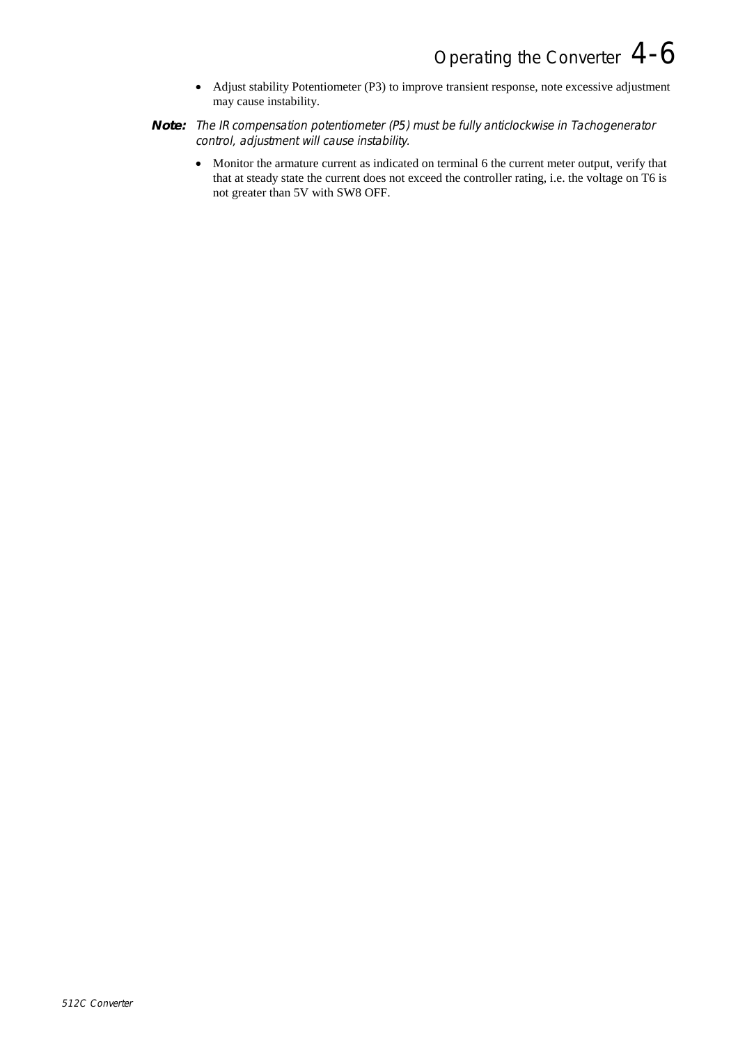- Adjust stability Potentiometer (P3) to improve transient response, note excessive adjustment may cause instability.

**Note:** *The IR compensation potentiometer (P5) must be fully anticlockwise in Tachogenerator control, adjustment will cause instability.*

- Monitor the armature current as indicated on terminal 6 the current meter output, verify that that at steady state the current does not exceed the controller rating, i.e. the voltage on T6 is not greater than 5V with SW8 OFF.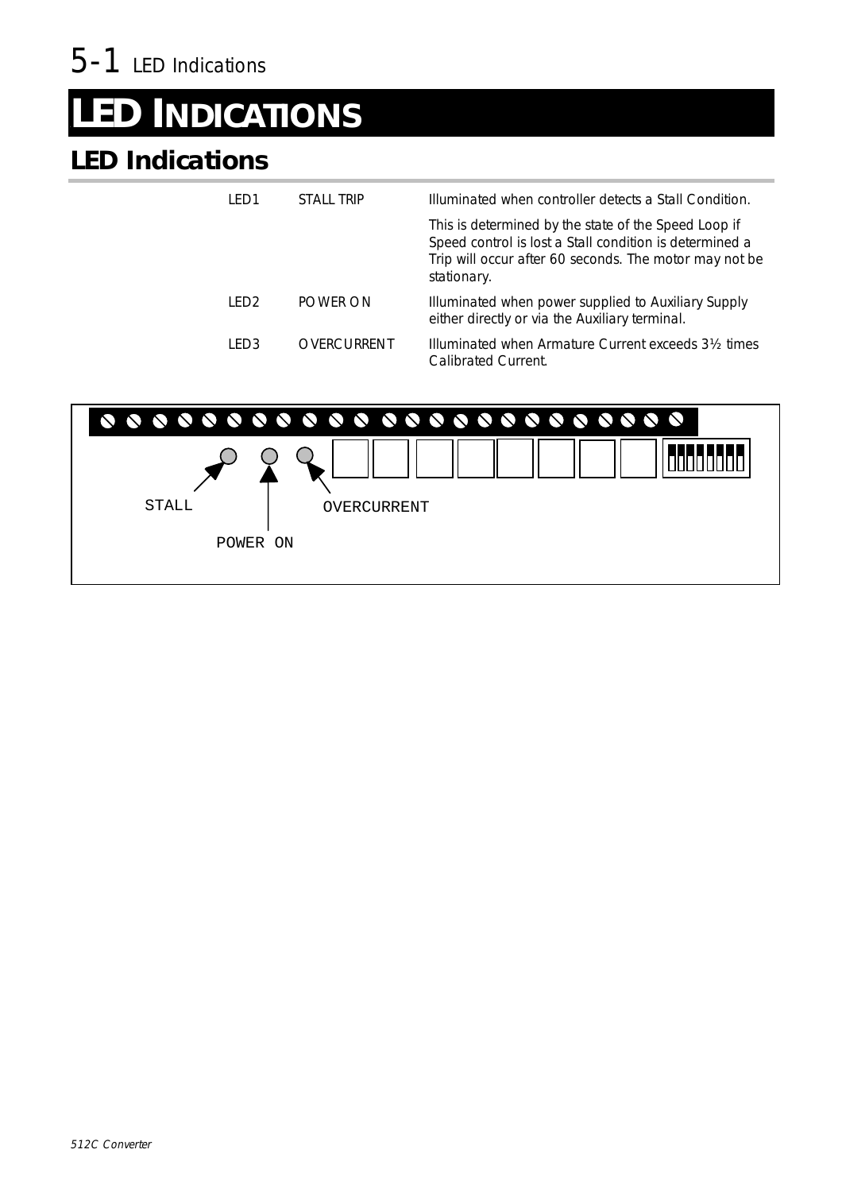# LED INDICATIONS

## LED Indications

| | | |
|---|---|---|
| LED1 | STALL TRIP | Illuminated when controller detects a Stall Condition. |
| | | This is determined by the state of the Speed Loop if Speed control is lost a Stall condition is determined a Trip will occur after 60 seconds. The motor may not be stationary. |
| LED2 | POWER ON | Illuminated when power supplied to Auxiliary Supply either directly or via the Auxiliary terminal. |
| LED3 | OVERCURRENT | Illuminated when Armature Current exceeds 3½ times Calibrated Current. |

STALL

POWER ON

OVERCURRENT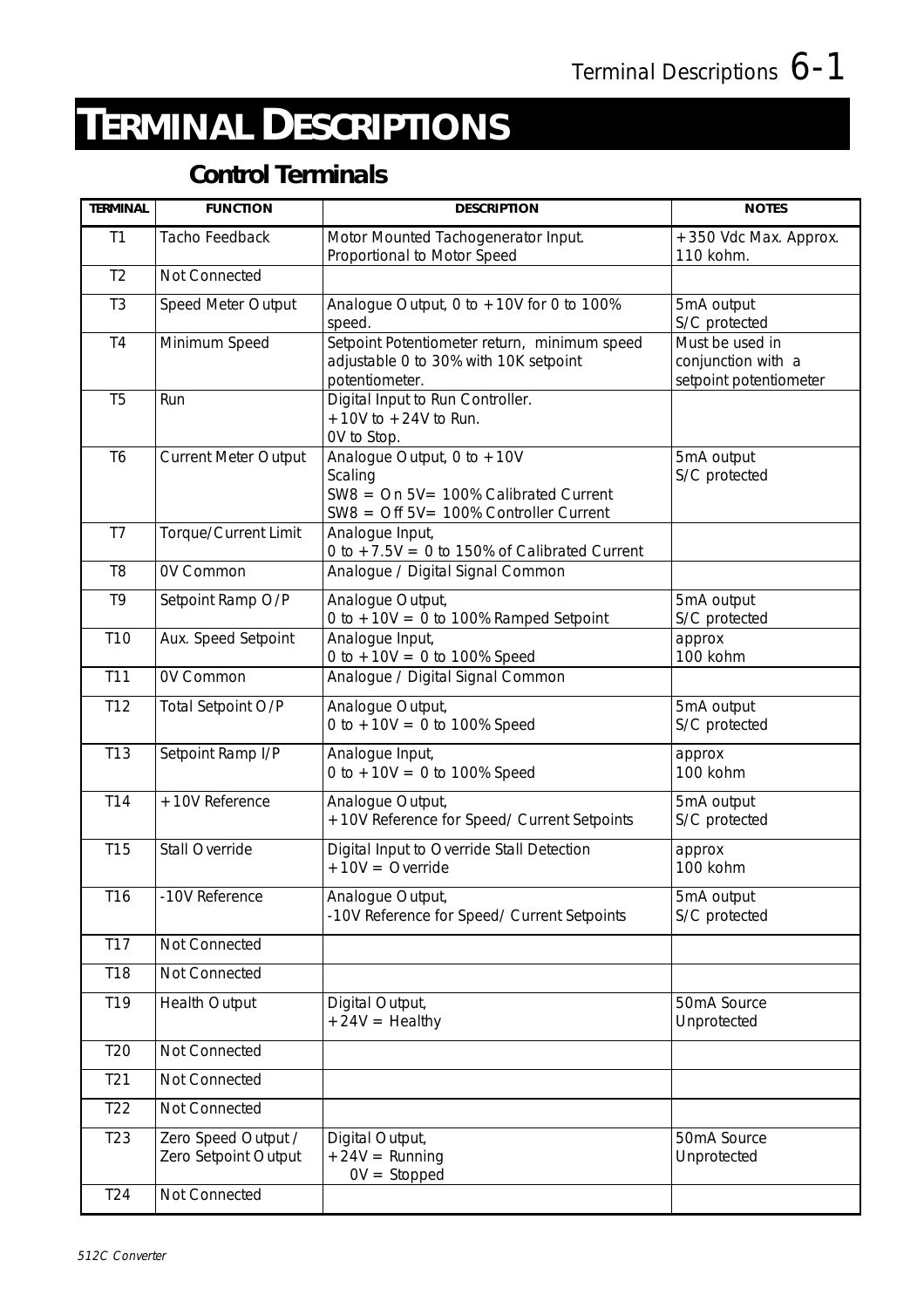# TERMINAL DESCRIPTIONS

## Control Terminals

| TERMINAL | FUNCTION | DESCRIPTION | NOTES |
|---|---|---|---|
| T1 | Tacho Feedback | Motor Mounted Tachogenerator Input. Proportional to Motor Speed | +350 Vdc Max. Approx. 110 kohm. |
| T2 | Not Connected | | |
| T3 | Speed Meter Output | Analogue Output, 0 to +10V for 0 to 100% speed. | 5mA output S/C protected |
| T4 | Minimum Speed | Setpoint Potentiometer return, minimum speed adjustable 0 to 30% with 10K setpoint potentiometer. | Must be used in conjunction with a setpoint potentiometer |
| T5 | Run | Digital Input to Run Controller. +10V to +24V to Run. 0V to Stop. | |
| T6 | Current Meter Output | Analogue Output, 0 to +10V Scaling SW8 = On 5V= 100% Calibrated Current SW8 = Off 5V= 100% Controller Current | 5mA output S/C protected |
| T7 | Torque/Current Limit | Analogue Input, 0 to +7.5V = 0 to 150% of Calibrated Current | |
| T8 | 0V Common | Analogue / Digital Signal Common | |
| T9 | Setpoint Ramp O/P | Analogue Output, 0 to +10V = 0 to 100% Ramped Setpoint | 5mA output S/C protected |
| T10 | Aux. Speed Setpoint | Analogue Input, 0 to +10V = 0 to 100% Speed | approx 100 kohm |
| T11 | 0V Common | Analogue / Digital Signal Common | |
| T12 | Total Setpoint O/P | Analogue Output, 0 to +10V = 0 to 100% Speed | 5mA output S/C protected |
| T13 | Setpoint Ramp I/P | Analogue Input, 0 to +10V = 0 to 100% Speed | approx 100 kohm |
| T14 | +10V Reference | Analogue Output, +10V Reference for Speed/ Current Setpoints | 5mA output S/C protected |
| T15 | Stall Override | Digital Input to Override Stall Detection +10V = Override | approx 100 kohm |
| T16 | -10V Reference | Analogue Output, -10V Reference for Speed/ Current Setpoints | 5mA output S/C protected |
| T17 | Not Connected | | |
| T18 | Not Connected | | |
| T19 | Health Output | Digital Output, +24V = Healthy | 50mA Source Unprotected |
| T20 | Not Connected | | |
| T21 | Not Connected | | |
| T22 | Not Connected | | |
| T23 | Zero Speed Output / Zero Setpoint Output | Digital Output, +24V = Running 0V = Stopped | 50mA Source Unprotected |
| T24 | Not Connected | | |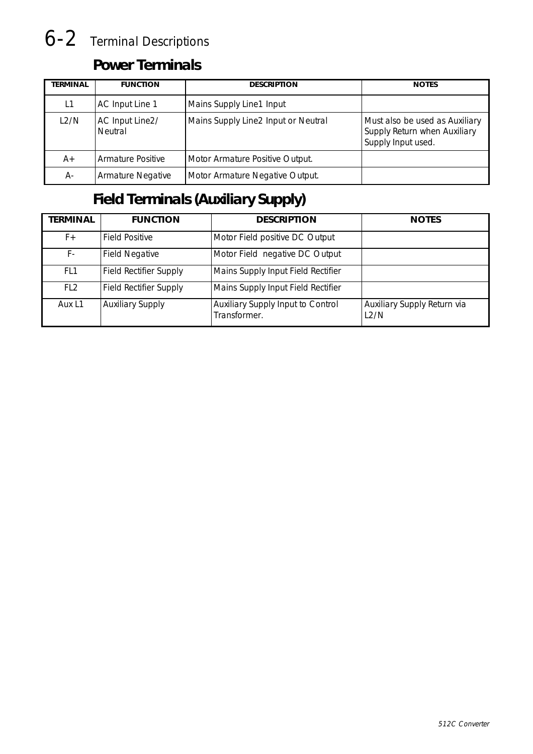# 6-2 Terminal Descriptions

## Power Terminals

| TERMINAL | FUNCTION | DESCRIPTION | NOTES |
|---|---|---|---|
| L1 | AC Input Line 1 | Mains Supply Line1 Input | |
| L2/N | AC Input Line2/ Neutral | Mains Supply Line2 Input or Neutral | Must also be used as Auxiliary Supply Return when Auxiliary Supply Input used. |
| A+ | Armature Positive | Motor Armature Positive Output. | |
| A- | Armature Negative | Motor Armature Negative Output. | |

## Field Terminals (Auxiliary Supply)

| TERMINAL | FUNCTION | DESCRIPTION | NOTES |
|---|---|---|---|
| F+ | Field Positive | Motor Field positive DC Output | |
| F- | Field Negative | Motor Field negative DC Output | |
| FL1 | Field Rectifier Supply | Mains Supply Input Field Rectifier | |
| FL2 | Field Rectifier Supply | Mains Supply Input Field Rectifier | |
| Aux L1 | Auxiliary Supply | Auxiliary Supply Input to Control Transformer. | Auxiliary Supply Return via L2/N |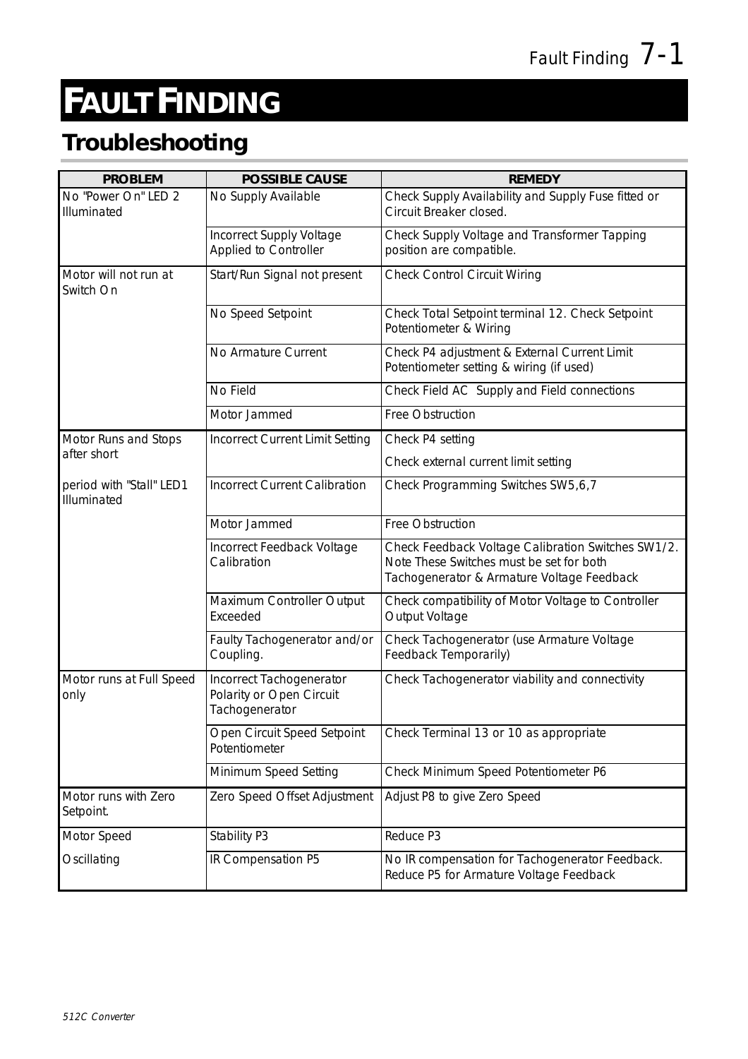# FAULT FINDING

## Troubleshooting

| PROBLEM | POSSIBLE CAUSE | REMEDY |
|---|---|---|
| No "Power On" LED 2 Illuminated | No Supply Available | Check Supply Availability and Supply Fuse fitted or Circuit Breaker closed. |
| | Incorrect Supply Voltage Applied to Controller | Check Supply Voltage and Transformer Tapping position are compatible. |
| Motor will not run at Switch On | Start/Run Signal not present | Check Control Circuit Wiring |
| | No Speed Setpoint | Check Total Setpoint terminal 12. Check Setpoint Potentiometer & Wiring |
| | No Armature Current | Check P4 adjustment & External Current Limit Potentiometer setting & wiring (if used) |
| | No Field | Check Field AC Supply and Field connections |
| | Motor Jammed | Free Obstruction |
| Motor Runs and Stops after short | Incorrect Current Limit Setting | Check P4 setting<br>Check external current limit setting |
| period with "Stall" LED1 Illuminated | Incorrect Current Calibration | Check Programming Switches SW5,6,7 |
| | Motor Jammed | Free Obstruction |
| | Incorrect Feedback Voltage Calibration | Check Feedback Voltage Calibration Switches SW1/2. Note These Switches must be set for both Tachogenerator & Armature Voltage Feedback |
| | Maximum Controller Output Exceeded | Check compatibility of Motor Voltage to Controller Output Voltage |
| | Faulty Tachogenerator and/or Coupling. | Check Tachogenerator (use Armature Voltage Feedback Temporarily) |
| Motor runs at Full Speed only | Incorrect Tachogenerator Polarity or Open Circuit Tachogenerator | Check Tachogenerator viability and connectivity |
| | Open Circuit Speed Setpoint Potentiometer | Check Terminal 13 or 10 as appropriate |
| | Minimum Speed Setting | Check Minimum Speed Potentiometer P6 |
| Motor runs with Zero Setpoint. | Zero Speed Offset Adjustment | Adjust P8 to give Zero Speed |
| Motor Speed | Stability P3 | Reduce P3 |
| Oscillating | IR Compensation P5 | No IR compensation for Tachogenerator Feedback. Reduce P5 for Armature Voltage Feedback |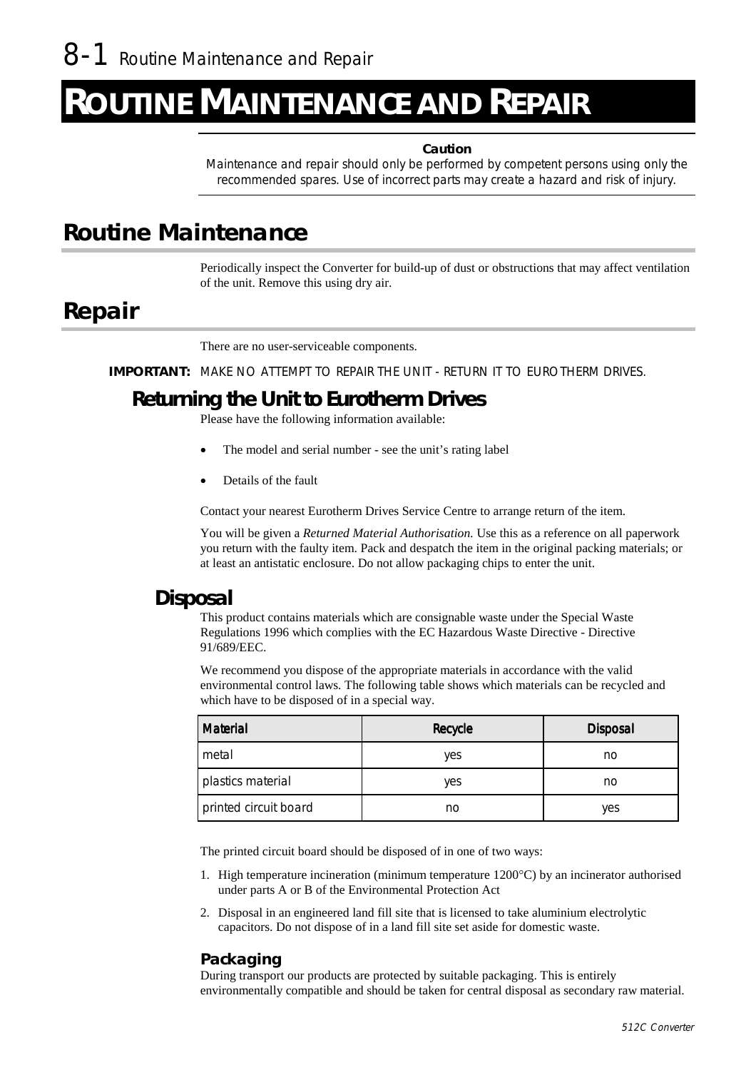# ROUTINE MAINTENANCE AND REPAIR

**Caution**

Maintenance and repair should only be performed by competent persons using only the recommended spares. Use of incorrect parts may create a hazard and risk of injury.

## Routine Maintenance

Periodically inspect the Converter for build-up of dust or obstructions that may affect ventilation of the unit. Remove this using dry air.

## Repair

There are no user-serviceable components.

**IMPORTANT:** MAKE NO ATTEMPT TO REPAIR THE UNIT - RETURN IT TO EUROTHERM DRIVES.

### Returning the Unit to Eurotherm Drives

Please have the following information available:

- The model and serial number - see the unit's rating label
- Details of the fault

Contact your nearest Eurotherm Drives Service Centre to arrange return of the item.

You will be given a *Returned Material Authorisation.* Use this as a reference on all paperwork you return with the faulty item. Pack and despatch the item in the original packing materials; or at least an antistatic enclosure. Do not allow packaging chips to enter the unit.

### Disposal

This product contains materials which are consignable waste under the Special Waste Regulations 1996 which complies with the EC Hazardous Waste Directive - Directive 91/689/EEC.

We recommend you dispose of the appropriate materials in accordance with the valid environmental control laws. The following table shows which materials can be recycled and which have to be disposed of in a special way.

| Material | Recycle | Disposal |
|---|---|---|
| metal | yes | no |
| plastics material | yes | no |
| printed circuit board | no | yes |

The printed circuit board should be disposed of in one of two ways:

1. High temperature incineration (minimum temperature 1200°C) by an incinerator authorised under parts A or B of the Environmental Protection Act
2. Disposal in an engineered land fill site that is licensed to take aluminium electrolytic capacitors. Do not dispose of in a land fill site set aside for domestic waste.

#### Packaging

During transport our products are protected by suitable packaging. This is entirely environmentally compatible and should be taken for central disposal as secondary raw material.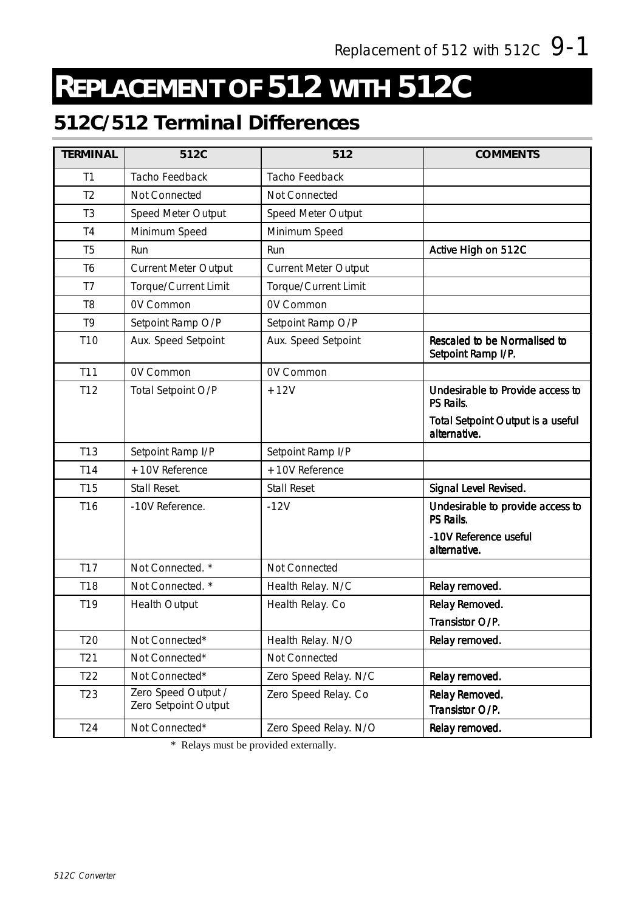# REPLACEMENT OF 512 WITH 512C

## 512C/512 Terminal Differences

| TERMINAL | 512C | 512 | COMMENTS |
|---|---|---|---|
| T1 | Tacho Feedback | Tacho Feedback | |
| T2 | Not Connected | Not Connected | |
| T3 | Speed Meter Output | Speed Meter Output | |
| T4 | Minimum Speed | Minimum Speed | |
| T5 | Run | Run | Active High on 512C |
| T6 | Current Meter Output | Current Meter Output | |
| T7 | Torque/Current Limit | Torque/Current Limit | |
| T8 | 0V Common | 0V Common | |
| T9 | Setpoint Ramp O/P | Setpoint Ramp O/P | |
| T10 | Aux. Speed Setpoint | Aux. Speed Setpoint | Rescaled to be Normalised to Setpoint Ramp I/P. |
| T11 | 0V Common | 0V Common | |
| T12 | Total Setpoint O/P | +12V | Undesirable to Provide access to PS Rails. Total Setpoint Output is a useful alternative. |
| T13 | Setpoint Ramp I/P | Setpoint Ramp I/P | |
| T14 | +10V Reference | +10V Reference | |
| T15 | Stall Reset. | Stall Reset | Signal Level Revised. |
| T16 | -10V Reference. | -12V | Undesirable to provide access to PS Rails. -10V Reference useful alternative. |
| T17 | Not Connected. * | Not Connected | |
| T18 | Not Connected. * | Health Relay. N/C | Relay removed. |
| T19 | Health Output | Health Relay. Co | Relay Removed. Transistor O/P. |
| T20 | Not Connected* | Health Relay. N/O | Relay removed. |
| T21 | Not Connected* | Not Connected | |
| T22 | Not Connected* | Zero Speed Relay. N/C | Relay removed. |
| T23 | Zero Speed Output / Zero Setpoint Output | Zero Speed Relay. Co | Relay Removed. Transistor O/P. |
| T24 | Not Connected* | Zero Speed Relay. N/O | Relay removed. |

\* Relays must be provided externally.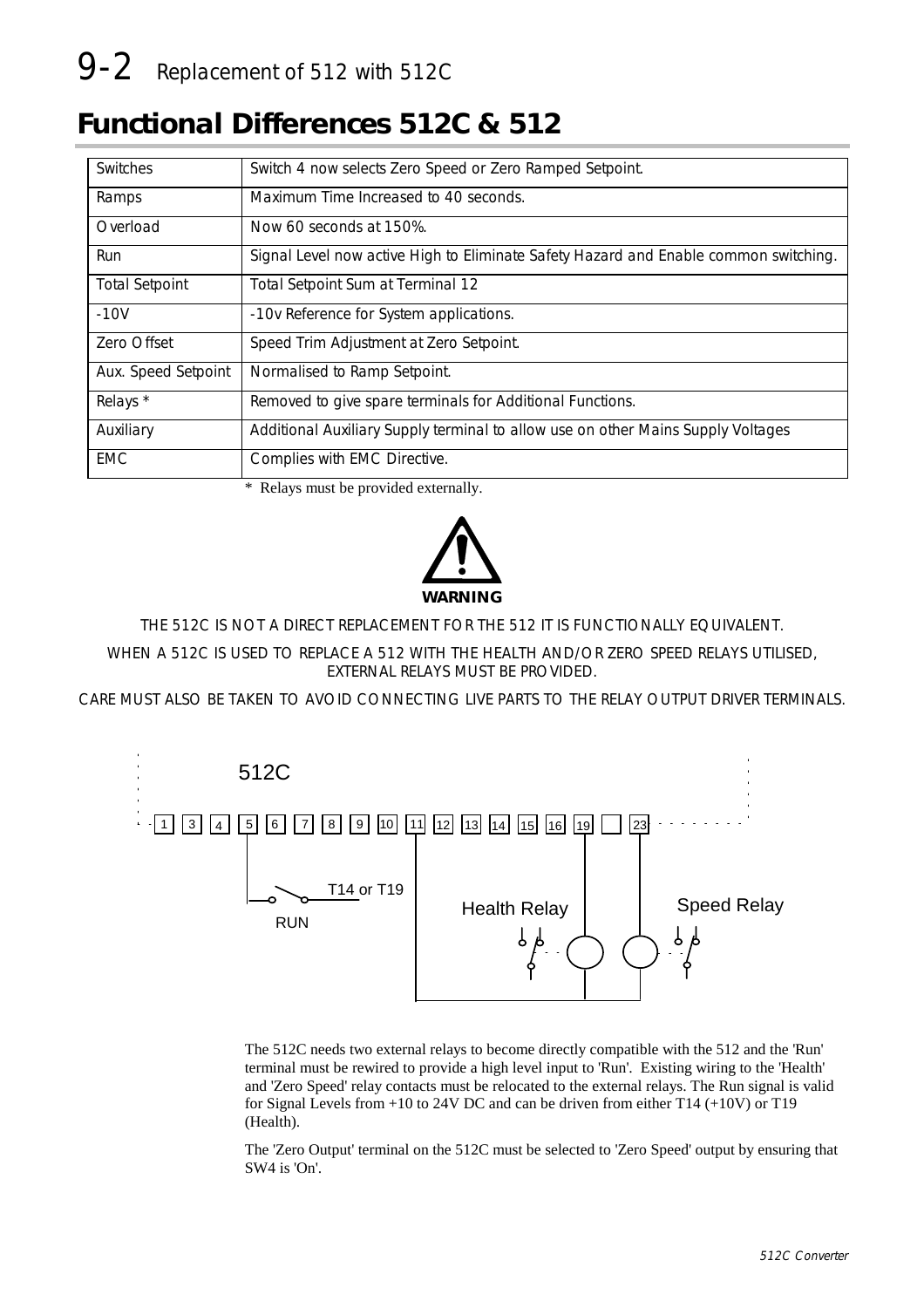## Functional Differences 512C & 512

| | |
|---|---|
| Switches | Switch 4 now selects Zero Speed or Zero Ramped Setpoint. |
| Ramps | Maximum Time Increased to 40 seconds. |
| Overload | Now 60 seconds at 150%. |
| Run | Signal Level now active High to Eliminate Safety Hazard and Enable common switching. |
| Total Setpoint | Total Setpoint Sum at Terminal 12 |
| -10V | -10v Reference for System applications. |
| Zero Offset | Speed Trim Adjustment at Zero Setpoint. |
| Aux. Speed Setpoint | Normalised to Ramp Setpoint. |
| Relays * | Removed to give spare terminals for Additional Functions. |
| Auxiliary | Additional Auxiliary Supply terminal to allow use on other Mains Supply Voltages |
| EMC | Complies with EMC Directive. |

\* Relays must be provided externally.

**WARNING**

THE 512C IS NOT A DIRECT REPLACEMENT FOR THE 512 IT IS FUNCTIONALLY EQUIVALENT.

WHEN A 512C IS USED TO REPLACE A 512 WITH THE HEALTH AND/OR ZERO SPEED RELAYS UTILISED, EXTERNAL RELAYS MUST BE PROVIDED.

CARE MUST ALSO BE TAKEN TO AVOID CONNECTING LIVE PARTS TO THE RELAY OUTPUT DRIVER TERMINALS.

512C

1 3 4 5 6 7 8 9 10 11 12 13 14 15 16 19 23

RUN — T14 or T19

Health Relay

Speed Relay

The 512C needs two external relays to become directly compatible with the 512 and the 'Run' terminal must be rewired to provide a high level input to 'Run'. Existing wiring to the 'Health' and 'Zero Speed' relay contacts must be relocated to the external relays. The Run signal is valid for Signal Levels from +10 to 24V DC and can be driven from either T14 (+10V) or T19 (Health).

The 'Zero Output' terminal on the 512C must be selected to 'Zero Speed' output by ensuring that SW4 is 'On'.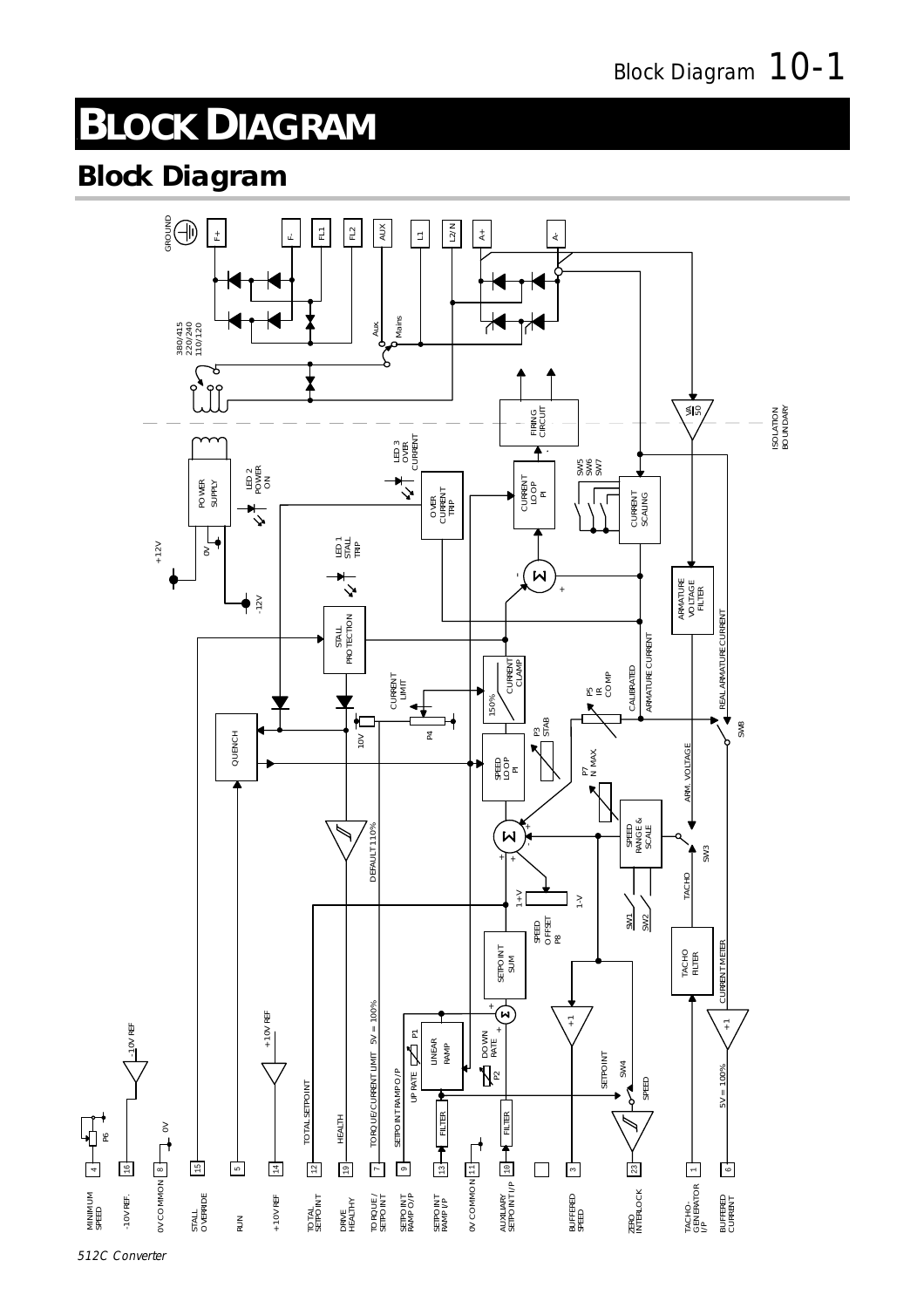# BLOCK DIAGRAM

## Block Diagram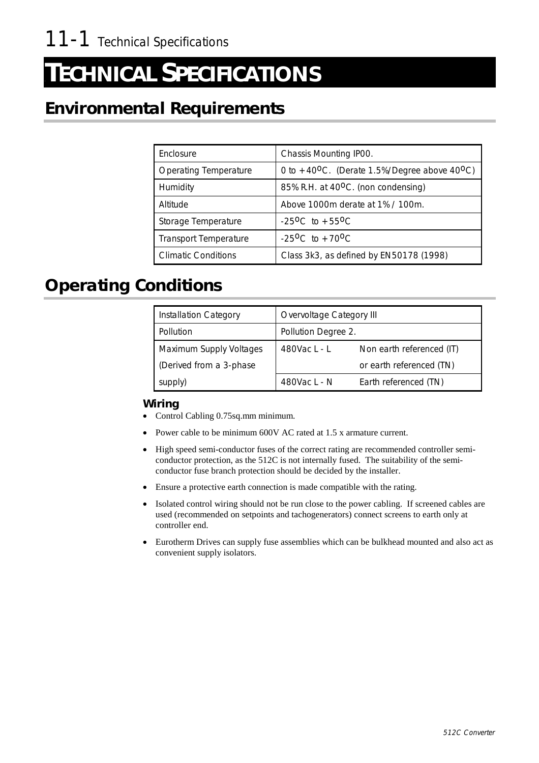# TECHNICAL SPECIFICATIONS

## Environmental Requirements

| | |
|---|---|
| Enclosure | Chassis Mounting IP00. |
| Operating Temperature | 0 to +40°C. (Derate 1.5%/Degree above 40°C) |
| Humidity | 85% R.H. at 40°C. (non condensing) |
| Altitude | Above 1000m derate at 1% / 100m. |
| Storage Temperature | -25°C to +55°C |
| Transport Temperature | -25°C to +70°C |
| Climatic Conditions | Class 3k3, as defined by EN50178 (1998) |

## Operating Conditions

| | | |
|---|---|---|
| Installation Category | Overvoltage Category III | |
| Pollution | Pollution Degree 2. | |
| Maximum Supply Voltages (Derived from a 3-phase supply) | 480Vac L - L | Non earth referenced (IT) or earth referenced (TN) |
| | 480Vac L - N | Earth referenced (TN) |

### Wiring

- Control Cabling 0.75sq.mm minimum.
- Power cable to be minimum 600V AC rated at 1.5 x armature current.
- High speed semi-conductor fuses of the correct rating are recommended controller semi-conductor protection, as the 512C is not internally fused. The suitability of the semi-conductor fuse branch protection should be decided by the installer.
- Ensure a protective earth connection is made compatible with the rating.
- Isolated control wiring should not be run close to the power cabling. If screened cables are used (recommended on setpoints and tachogenerators) connect screens to earth only at controller end.
- Eurotherm Drives can supply fuse assemblies which can be bulkhead mounted and also act as convenient supply isolators.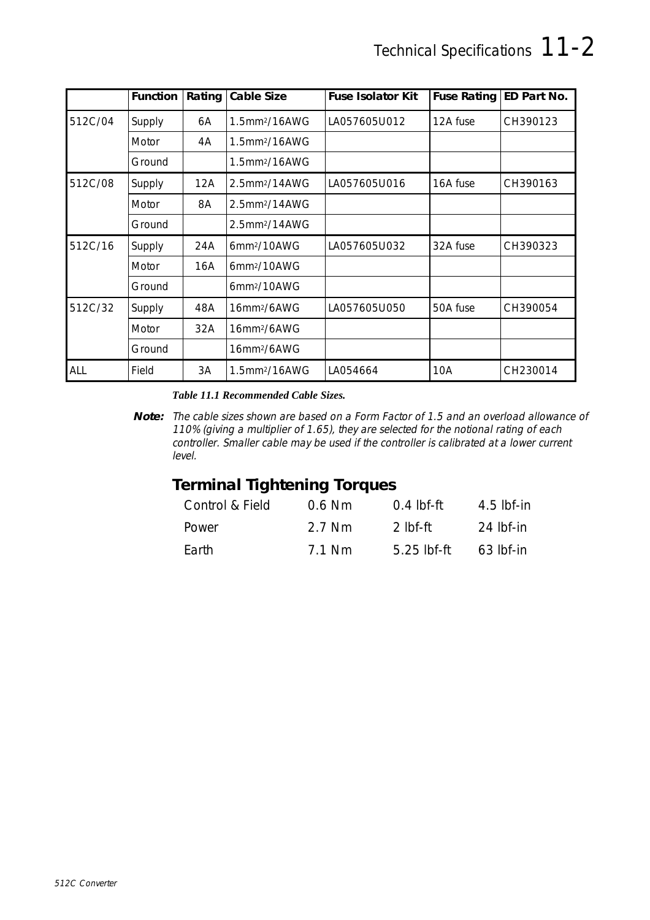| | Function | Rating | Cable Size | Fuse Isolator Kit | Fuse Rating | ED Part No. |
|---|---|---|---|---|---|---|
| 512C/04 | Supply | 6A | $1.5mm^2$/16AWG | LA057605U012 | 12A fuse | CH390123 |
| | Motor | 4A | $1.5mm^2$/16AWG | | | |
| | Ground | | $1.5mm^2$/16AWG | | | |
| 512C/08 | Supply | 12A | $2.5mm^2$/14AWG | LA057605U016 | 16A fuse | CH390163 |
| | Motor | 8A | $2.5mm^2$/14AWG | | | |
| | Ground | | $2.5mm^2$/14AWG | | | |
| 512C/16 | Supply | 24A | $6mm^2$/10AWG | LA057605U032 | 32A fuse | CH390323 |
| | Motor | 16A | $6mm^2$/10AWG | | | |
| | Ground | | $6mm^2$/10AWG | | | |
| 512C/32 | Supply | 48A | $16mm^2$/6AWG | LA057605U050 | 50A fuse | CH390054 |
| | Motor | 32A | $16mm^2$/6AWG | | | |
| | Ground | | $16mm^2$/6AWG | | | |
| ALL | Field | 3A | $1.5mm^2$/16AWG | LA054664 | 10A | CH230014 |

***Table 11.1 Recommended Cable Sizes.***

**Note:** *The cable sizes shown are based on a Form Factor of 1.5 and an overload allowance of 110% (giving a multiplier of 1.65), they are selected for the notional rating of each controller. Smaller cable may be used if the controller is calibrated at a lower current level.*

## Terminal Tightening Torques

| | | | |
|---|---|---|---|
| Control & Field | 0.6 Nm | 0.4 lbf-ft | 4.5 lbf-in |
| Power | 2.7 Nm | 2 lbf-ft | 24 lbf-in |
| Earth | 7.1 Nm | 5.25 lbf-ft | 63 lbf-in |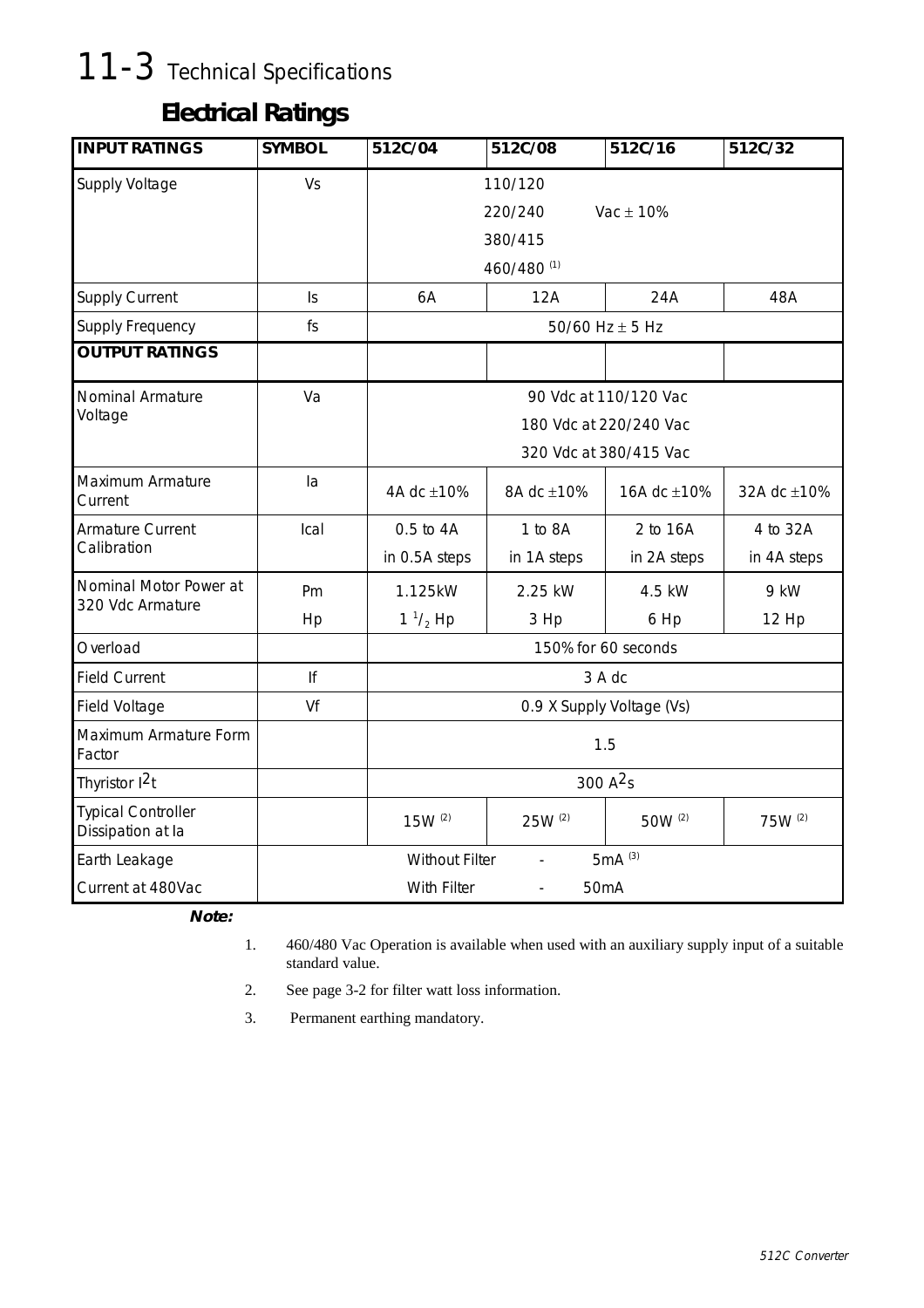# 11-3 Technical Specifications

## Electrical Ratings

| INPUT RATINGS | SYMBOL | 512C/04 | 512C/08 | 512C/16 | 512C/32 |
|---|---|---|---|---|---|
| Supply Voltage | Vs | 110/120<br>220/240 Vac ± 10%<br>380/415<br>460/480 [1] | | | |
| Supply Current | Is | 6A | 12A | 24A | 48A |
| Supply Frequency | fs | 50/60 Hz ± 5 Hz | | | |
| **OUTPUT RATINGS** | | | | | |
| Nominal Armature Voltage | Va | 90 Vdc at 110/120 Vac<br>180 Vdc at 220/240 Vac<br>320 Vdc at 380/415 Vac | | | |
| Maximum Armature Current | Ia | 4A dc ±10% | 8A dc ±10% | 16A dc ±10% | 32A dc ±10% |
| Armature Current Calibration | Ical | 0.5 to 4A in 0.5A steps | 1 to 8A in 1A steps | 2 to 16A in 2A steps | 4 to 32A in 4A steps |
| Nominal Motor Power at 320 Vdc Armature | Pm<br>Hp | 1.125kW<br>$1\,^1/_2$ Hp | 2.25 kW<br>3 Hp | 4.5 kW<br>6 Hp | 9 kW<br>12 Hp |
| Overload | | 150% for 60 seconds | | | |
| Field Current | If | 3 A dc | | | |
| Field Voltage | Vf | 0.9 X Supply Voltage (Vs) | | | |
| Maximum Armature Form Factor | | 1.5 | | | |
| Thyristor $I^2t$ | | 300 $A^2s$ | | | |
| Typical Controller Dissipation at Ia | | 15W [2] | 25W [2] | 50W [2] | 75W [2] |
| Earth Leakage Current at 480Vac | Without Filter - 5mA [3]<br>With Filter - 50mA | | | | |

***Note:***

1. 460/480 Vac Operation is available when used with an auxiliary supply input of a suitable standard value.
2. See page 3-2 for filter watt loss information.
3. Permanent earthing mandatory.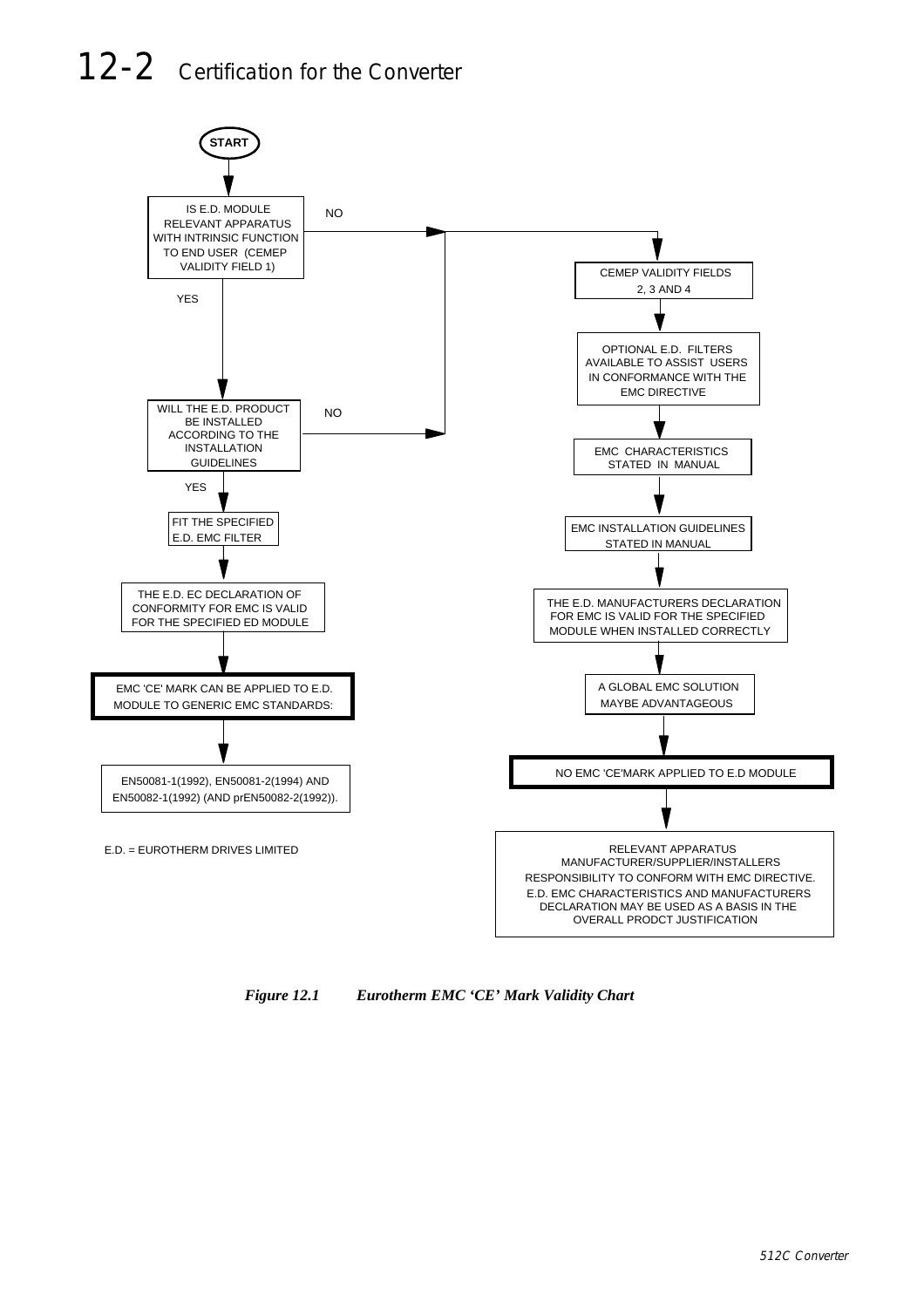# 12-2 Certification for the Converter

START

IS E.D. MODULE RELEVANT APPARATUS WITH INTRINSIC FUNCTION TO END USER (CEMEP VALIDITY FIELD 1)

- NO → CEMEP VALIDITY FIELDS 2, 3 AND 4
- YES → WILL THE E.D. PRODUCT BE INSTALLED ACCORDING TO THE INSTALLATION GUIDELINES

WILL THE E.D. PRODUCT BE INSTALLED ACCORDING TO THE INSTALLATION GUIDELINES

- NO → CEMEP VALIDITY FIELDS 2, 3 AND 4
- YES → FIT THE SPECIFIED E.D. EMC FILTER

FIT THE SPECIFIED E.D. EMC FILTER

↓

THE E.D. EC DECLARATION OF CONFORMITY FOR EMC IS VALID FOR THE SPECIFIED ED MODULE

↓

**EMC 'CE' MARK CAN BE APPLIED TO E.D. MODULE TO GENERIC EMC STANDARDS:**

↓

EN50081-1(1992), EN50081-2(1994) AND EN50082-1(1992) (AND prEN50082-2(1992)).

CEMEP VALIDITY FIELDS 2, 3 AND 4

↓

OPTIONAL E.D. FILTERS AVAILABLE TO ASSIST USERS IN CONFORMANCE WITH THE EMC DIRECTIVE

↓

EMC CHARACTERISTICS STATED IN MANUAL

↓

EMC INSTALLATION GUIDELINES STATED IN MANUAL

↓

THE E.D. MANUFACTURERS DECLARATION FOR EMC IS VALID FOR THE SPECIFIED MODULE WHEN INSTALLED CORRECTLY

↓

A GLOBAL EMC SOLUTION MAYBE ADVANTAGEOUS

↓

**NO EMC 'CE'MARK APPLIED TO E.D MODULE**

↓

RELEVANT APPARATUS MANUFACTURER/SUPPLIER/INSTALLERS RESPONSIBILITY TO CONFORM WITH EMC DIRECTIVE. E.D. EMC CHARACTERISTICS AND MANUFACTURERS DECLARATION MAY BE USED AS A BASIS IN THE OVERALL PRODCT JUSTIFICATION

E.D. = EUROTHERM DRIVES LIMITED

*Figure 12.1 Eurotherm EMC 'CE' Mark Validity Chart*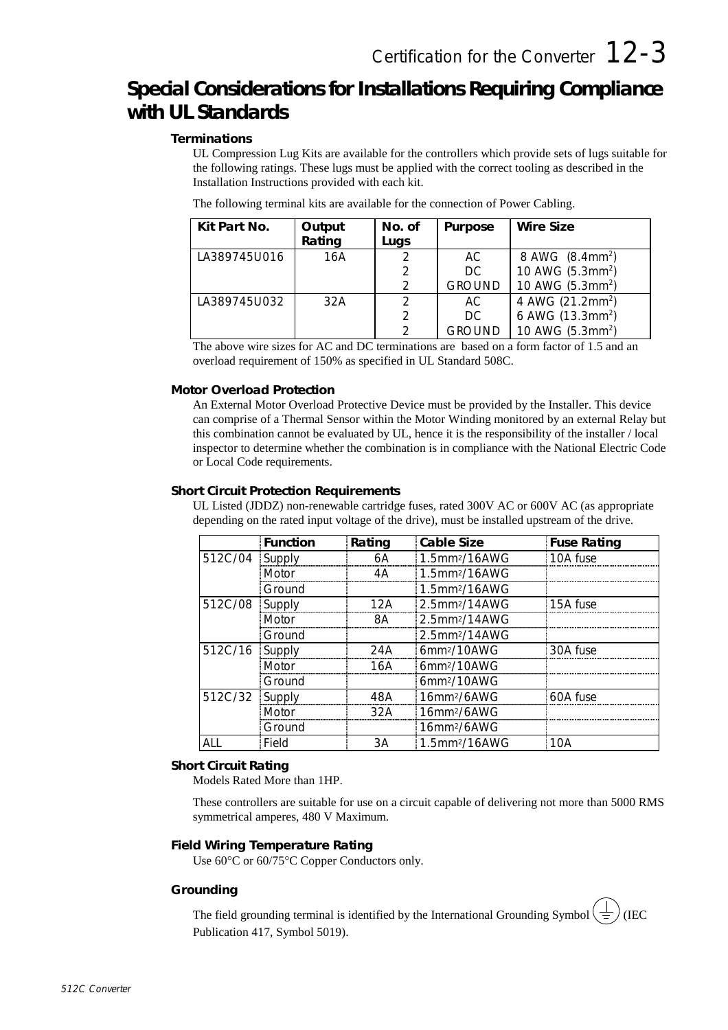# Special Considerations for Installations Requiring Compliance with UL Standards

### Terminations

UL Compression Lug Kits are available for the controllers which provide sets of lugs suitable for the following ratings. These lugs must be applied with the correct tooling as described in the Installation Instructions provided with each kit.

The following terminal kits are available for the connection of Power Cabling.

| Kit Part No. | Output Rating | No. of Lugs | Purpose | Wire Size |
|---|---|---|---|---|
| LA389745U016 | 16A | 2 | AC | 8 AWG (8.4mm$^2$) |
| | | 2 | DC | 10 AWG (5.3mm$^2$) |
| | | 2 | GROUND | 10 AWG (5.3mm$^2$) |
| LA389745U032 | 32A | 2 | AC | 4 AWG (21.2mm$^2$) |
| | | 2 | DC | 6 AWG (13.3mm$^2$) |
| | | 2 | GROUND | 10 AWG (5.3mm$^2$) |

The above wire sizes for AC and DC terminations are based on a form factor of 1.5 and an overload requirement of 150% as specified in UL Standard 508C.

### Motor Overload Protection

An External Motor Overload Protective Device must be provided by the Installer. This device can comprise of a Thermal Sensor within the Motor Winding monitored by an external Relay but this combination cannot be evaluated by UL, hence it is the responsibility of the installer / local inspector to determine whether the combination is in compliance with the National Electric Code or Local Code requirements.

### Short Circuit Protection Requirements

UL Listed (JDDZ) non-renewable cartridge fuses, rated 300V AC or 600V AC (as appropriate depending on the rated input voltage of the drive), must be installed upstream of the drive.

| | Function | Rating | Cable Size | Fuse Rating |
|---|---|---|---|---|
| 512C/04 | Supply | 6A | 1.5mm$^2$/16AWG | 10A fuse |
| | Motor | 4A | 1.5mm$^2$/16AWG | |
| | Ground | | 1.5mm$^2$/16AWG | |
| 512C/08 | Supply | 12A | 2.5mm$^2$/14AWG | 15A fuse |
| | Motor | 8A | 2.5mm$^2$/14AWG | |
| | Ground | | 2.5mm$^2$/14AWG | |
| 512C/16 | Supply | 24A | 6mm$^2$/10AWG | 30A fuse |
| | Motor | 16A | 6mm$^2$/10AWG | |
| | Ground | | 6mm$^2$/10AWG | |
| 512C/32 | Supply | 48A | 16mm$^2$/6AWG | 60A fuse |
| | Motor | 32A | 16mm$^2$/6AWG | |
| | Ground | | 16mm$^2$/6AWG | |
| ALL | Field | 3A | 1.5mm$^2$/16AWG | 10A |

### Short Circuit Rating

Models Rated More than 1HP.

These controllers are suitable for use on a circuit capable of delivering not more than 5000 RMS symmetrical amperes, 480 V Maximum.

### Field Wiring Temperature Rating

Use 60°C or 60/75°C Copper Conductors only.

### Grounding

The field grounding terminal is identified by the International Grounding Symbol ⏚ (IEC Publication 417, Symbol 5019).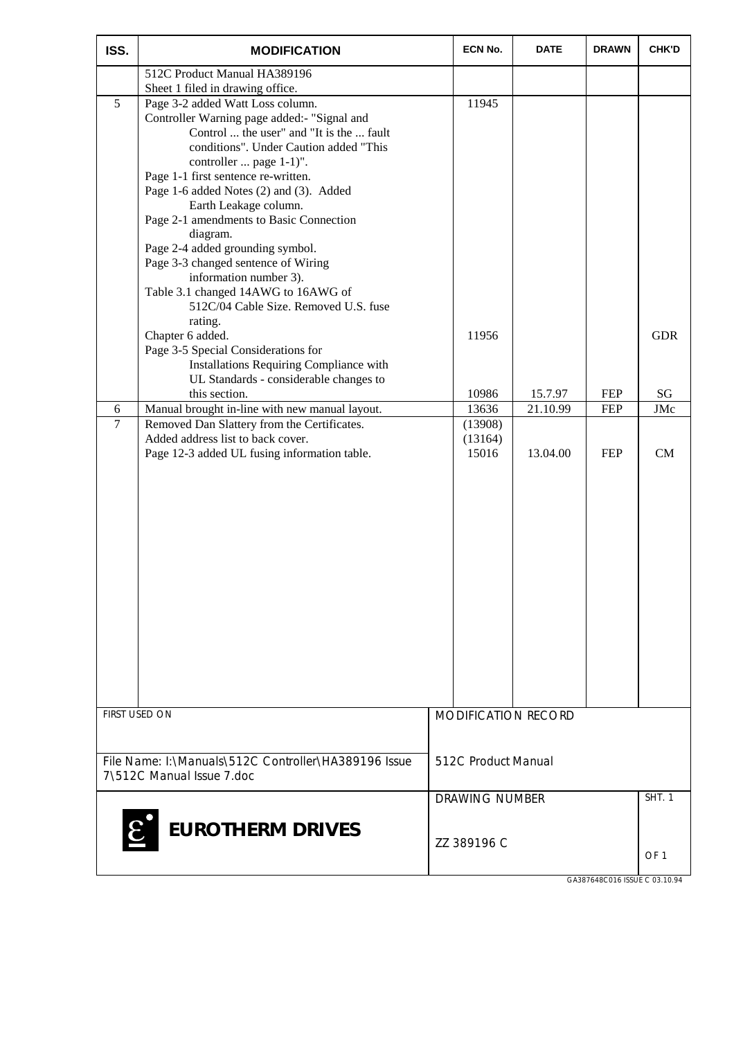| ISS. | MODIFICATION | ECN No. | DATE | DRAWN | CHK'D |
| --- | --- | --- | --- | --- | --- |
| | 512C Product Manual HA389196<br>Sheet 1 filed in drawing office. | | | | |
| 5 | Page 3-2 added Watt Loss column.<br>Controller Warning page added:- "Signal and Control ... the user" and "It is the ... fault conditions". Under Caution added "This controller ... page 1-1)".<br>Page 1-1 first sentence re-written.<br>Page 1-6 added Notes (2) and (3). Added Earth Leakage column.<br>Page 2-1 amendments to Basic Connection diagram.<br>Page 2-4 added grounding symbol.<br>Page 3-3 changed sentence of Wiring information number 3).<br>Table 3.1 changed 14AWG to 16AWG of 512C/04 Cable Size. Removed U.S. fuse rating. | 11945 | | | |
| | Chapter 6 added.<br>Page 3-5 Special Considerations for Installations Requiring Compliance with UL Standards - considerable changes to this section. | 11956<br><br><br><br>10986 | <br><br><br><br>15.7.97 | <br><br><br><br>FEP | GDR<br><br><br><br>SG |
| 6 | Manual brought in-line with new manual layout. | 13636 | 21.10.99 | FEP | JMc |
| 7 | Removed Dan Slattery from the Certificates.<br>Added address list to back cover.<br>Page 12-3 added UL fusing information table. | (13908)<br>(13164)<br>15016 | <br><br>13.04.00 | <br><br>FEP | <br><br>CM |

| | | |
| --- | --- | --- |
| FIRST USED ON | MODIFICATION RECORD | |
| File Name: I:\Manuals\512C Controller\HA389196 Issue 7\512C Manual Issue 7.doc | 512C Product Manual | |
| EUROTHERM DRIVES | DRAWING NUMBER<br>ZZ 389196 C | SHT. 1<br>OF 1 |

GA387648C016 ISSUE C 03.10.94